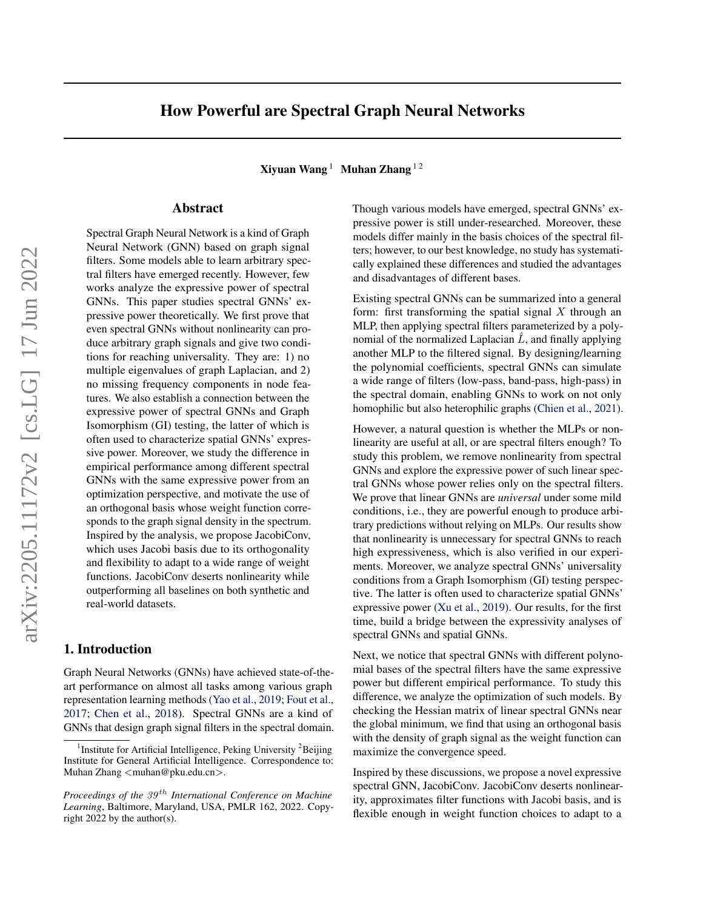# How Powerful are Spectral Graph Neural Networks

**Xiyuan Wang** [1] **Muhan Zhang** [1 2]

## Abstract

Spectral Graph Neural Network is a kind of Graph Neural Network (GNN) based on graph signal filters. Some models able to learn arbitrary spectral filters have emerged recently. However, few works analyze the expressive power of spectral GNNs. This paper studies spectral GNNs' expressive power theoretically. We first prove that even spectral GNNs without nonlinearity can produce arbitrary graph signals and give two conditions for reaching universality. They are: 1) no multiple eigenvalues of graph Laplacian, and 2) no missing frequency components in node features. We also establish a connection between the expressive power of spectral GNNs and Graph Isomorphism (GI) testing, the latter of which is often used to characterize spatial GNNs' expressive power. Moreover, we study the difference in empirical performance among different spectral GNNs with the same expressive power from an optimization perspective, and motivate the use of an orthogonal basis whose weight function corresponds to the graph signal density in the spectrum. Inspired by the analysis, we propose JacobiConv, which uses Jacobi basis due to its orthogonality and flexibility to adapt to a wide range of weight functions. JacobiConv deserts nonlinearity while outperforming all baselines on both synthetic and real-world datasets.

## 1. Introduction

Graph Neural Networks (GNNs) have achieved state-of-the-art performance on almost all tasks among various graph representation learning methods (Yao et al., 2019; Fout et al., 2017; Chen et al., 2018). Spectral GNNs are a kind of GNNs that design graph signal filters in the spectral domain. Though various models have emerged, spectral GNNs' expressive power is still under-researched. Moreover, these models differ mainly in the basis choices of the spectral filters; however, to our best knowledge, no study has systematically explained these differences and studied the advantages and disadvantages of different bases.

Existing spectral GNNs can be summarized into a general form: first transforming the spatial signal $X$ through an MLP, then applying spectral filters parameterized by a polynomial of the normalized Laplacian $\hat{L}$, and finally applying another MLP to the filtered signal. By designing/learning the polynomial coefficients, spectral GNNs can simulate a wide range of filters (low-pass, band-pass, high-pass) in the spectral domain, enabling GNNs to work on not only homophilic but also heterophilic graphs (Chien et al., 2021).

However, a natural question is whether the MLPs or nonlinearity are useful at all, or are spectral filters enough? To study this problem, we remove nonlinearity from spectral GNNs and explore the expressive power of such linear spectral GNNs whose power relies only on the spectral filters. We prove that linear GNNs are *universal* under some mild conditions, i.e., they are powerful enough to produce arbitrary predictions without relying on MLPs. Our results show that nonlinearity is unnecessary for spectral GNNs to reach high expressiveness, which is also verified in our experiments. Moreover, we analyze spectral GNNs' universality conditions from a Graph Isomorphism (GI) testing perspective. The latter is often used to characterize spatial GNNs' expressive power (Xu et al., 2019). Our results, for the first time, build a bridge between the expressivity analyses of spectral GNNs and spatial GNNs.

Next, we notice that spectral GNNs with different polynomial bases of the spectral filters have the same expressive power but different empirical performance. To study this difference, we analyze the optimization of such models. By checking the Hessian matrix of linear spectral GNNs near the global minimum, we find that using an orthogonal basis with the density of graph signal as the weight function can maximize the convergence speed.

Inspired by these discussions, we propose a novel expressive spectral GNN, JacobiConv. JacobiConv deserts nonlinearity, approximates filter functions with Jacobi basis, and is flexible enough in weight function choices to adapt to a

---

[1] Institute for Artificial Intelligence, Peking University [2] Beijing Institute for General Artificial Intelligence. Correspondence to: Muhan Zhang <muhan@pku.edu.cn>.

*Proceedings of the 39th International Conference on Machine Learning*, Baltimore, Maryland, USA, PMLR 162, 2022. Copyright 2022 by the author(s).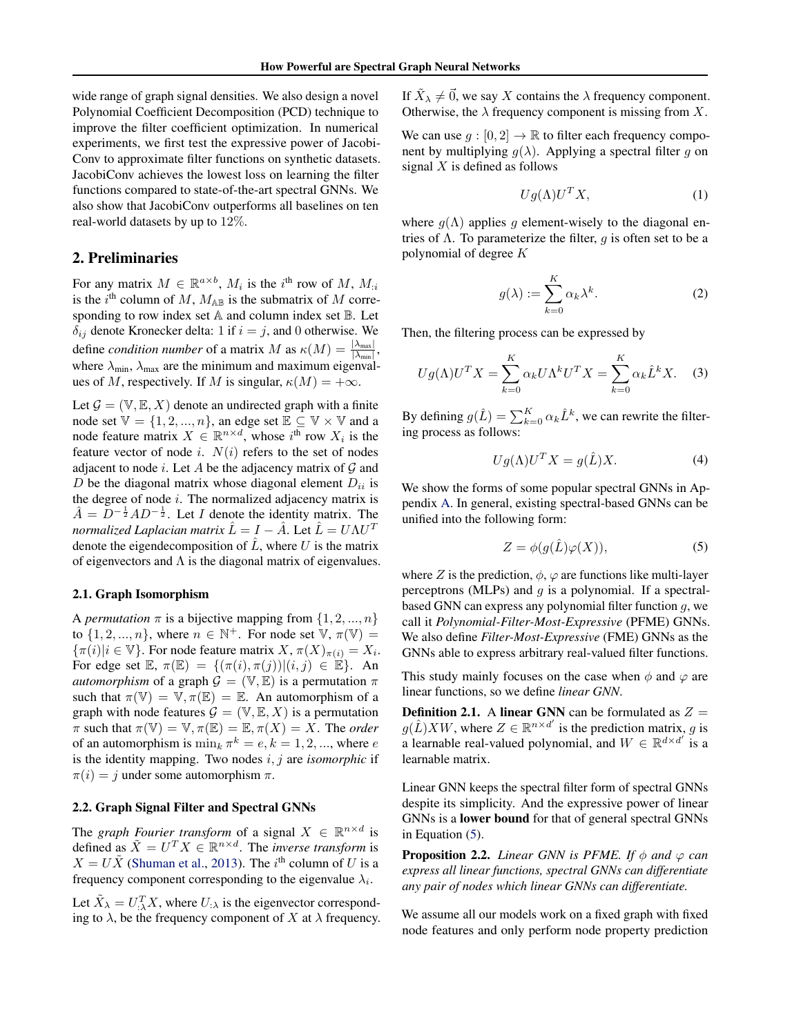wide range of graph signal densities. We also design a novel Polynomial Coefficient Decomposition (PCD) technique to improve the filter coefficient optimization. In numerical experiments, we first test the expressive power of JacobiConv to approximate filter functions on synthetic datasets. JacobiConv achieves the lowest loss on learning the filter functions compared to state-of-the-art spectral GNNs. We also show that JacobiConv outperforms all baselines on ten real-world datasets by up to 12%.

## 2. Preliminaries

For any matrix $M \in \mathbb{R}^{a\times b}$, $M_i$ is the $i^{\text{th}}$ row of $M$, $M_{:i}$ is the $i^{\text{th}}$ column of $M$, $M_{\mathbb{A}\mathbb{B}}$ is the submatrix of $M$ corresponding to row index set $\mathbb{A}$ and column index set $\mathbb{B}$. Let $\delta_{ij}$ denote Kronecker delta: 1 if $i=j$, and 0 otherwise. We define *condition number* of a matrix $M$ as $\kappa(M) = \frac{|\lambda_{\max}|}{|\lambda_{\min}|}$, where $\lambda_{\min}, \lambda_{\max}$ are the minimum and maximum eigenvalues of $M$, respectively. If $M$ is singular, $\kappa(M) = +\infty$.

Let $\mathcal{G} = (\mathbb{V}, \mathbb{E}, X)$ denote an undirected graph with a finite node set $\mathbb{V} = \{1, 2, ..., n\}$, an edge set $\mathbb{E} \subseteq \mathbb{V}\times\mathbb{V}$ and a node feature matrix $X \in \mathbb{R}^{n\times d}$, whose $i^{\text{th}}$ row $X_i$ is the feature vector of node $i$. $N(i)$ refers to the set of nodes adjacent to node $i$. Let $A$ be the adjacency matrix of $\mathcal{G}$ and $D$ be the diagonal matrix whose diagonal element $D_{ii}$ is the degree of node $i$. The normalized adjacency matrix is $\hat{A} = D^{-\frac{1}{2}}AD^{-\frac{1}{2}}$. Let $I$ denote the identity matrix. The *normalized Laplacian matrix* $\hat{L} = I - \hat{A}$. Let $\hat{L} = U\Lambda U^T$ denote the eigendecomposition of $\hat{L}$, where $U$ is the matrix of eigenvectors and $\Lambda$ is the diagonal matrix of eigenvalues.

### 2.1. Graph Isomorphism

A *permutation* $\pi$ is a bijective mapping from $\{1, 2, ..., n\}$ to $\{1, 2, ..., n\}$, where $n \in \mathbb{N}^+$. For node set $\mathbb{V}$, $\pi(\mathbb{V}) = \{\pi(i)|i \in \mathbb{V}\}$. For node feature matrix $X$, $\pi(X)_{\pi(i)} = X_i$. For edge set $\mathbb{E}$, $\pi(\mathbb{E}) = \{(\pi(i), \pi(j))|(i,j) \in \mathbb{E}\}$. An *automorphism* of a graph $\mathcal{G} = (\mathbb{V}, \mathbb{E})$ is a permutation $\pi$ such that $\pi(\mathbb{V}) = \mathbb{V}, \pi(\mathbb{E}) = \mathbb{E}$. An automorphism of a graph with node features $\mathcal{G} = (\mathbb{V}, \mathbb{E}, X)$ is a permutation $\pi$ such that $\pi(\mathbb{V}) = \mathbb{V}, \pi(\mathbb{E}) = \mathbb{E}, \pi(X) = X$. The *order* of an automorphism is $\min_k \pi^k = e, k = 1, 2, ...$, where $e$ is the identity mapping. Two nodes $i, j$ are *isomorphic* if $\pi(i) = j$ under some automorphism $\pi$.

### 2.2. Graph Signal Filter and Spectral GNNs

The *graph Fourier transform* of a signal $X \in \mathbb{R}^{n\times d}$ is defined as $\tilde{X} = U^T X \in \mathbb{R}^{n\times d}$. The *inverse transform* is $X = U\tilde{X}$ (Shuman et al., 2013). The $i^{\text{th}}$ column of $U$ is a frequency component corresponding to the eigenvalue $\lambda_i$.

Let $\tilde{X}_\lambda = U_{:\lambda}^T X$, where $U_{:\lambda}$ is the eigenvector corresponding to $\lambda$, be the frequency component of $X$ at $\lambda$ frequency. If $\tilde{X}_\lambda \neq \vec{0}$, we say $X$ contains the $\lambda$ frequency component. Otherwise, the $\lambda$ frequency component is missing from $X$.

We can use $g : [0, 2] \to \mathbb{R}$ to filter each frequency component by multiplying $g(\lambda)$. Applying a spectral filter $g$ on signal $X$ is defined as follows

$$Ug(\Lambda)U^T X, \tag{1}$$

where $g(\Lambda)$ applies $g$ element-wisely to the diagonal entries of $\Lambda$. To parameterize the filter, $g$ is often set to be a polynomial of degree $K$

$$g(\lambda) := \sum_{k=0}^{K} \alpha_k \lambda^k. \tag{2}$$

Then, the filtering process can be expressed by

$$Ug(\Lambda)U^T X = \sum_{k=0}^{K} \alpha_k U\Lambda^k U^T X = \sum_{k=0}^{K} \alpha_k \hat{L}^k X. \tag{3}$$

By defining $g(\hat{L}) = \sum_{k=0}^{K} \alpha_k \hat{L}^k$, we can rewrite the filtering process as follows:

$$Ug(\Lambda)U^T X = g(\hat{L})X. \tag{4}$$

We show the forms of some popular spectral GNNs in Appendix A. In general, existing spectral-based GNNs can be unified into the following form:

$$Z = \phi(g(\hat{L})\varphi(X)), \tag{5}$$

where $Z$ is the prediction, $\phi, \varphi$ are functions like multi-layer perceptrons (MLPs) and $g$ is a polynomial. If a spectral-based GNN can express any polynomial filter function $g$, we call it *Polynomial-Filter-Most-Expressive* (PFME) GNNs. We also define *Filter-Most-Expressive* (FME) GNNs as the GNNs able to express arbitrary real-valued filter functions.

This study mainly focuses on the case when $\phi$ and $\varphi$ are linear functions, so we define *linear GNN*.

**Definition 2.1.** A **linear GNN** can be formulated as $Z = g(\hat{L})XW$, where $Z \in \mathbb{R}^{n\times d'}$ is the prediction matrix, $g$ is a learnable real-valued polynomial, and $W \in \mathbb{R}^{d\times d'}$ is a learnable matrix.

Linear GNN keeps the spectral filter form of spectral GNNs despite its simplicity. And the expressive power of linear GNNs is a **lower bound** for that of general spectral GNNs in Equation (5).

**Proposition 2.2.** *Linear GNN is PFME. If $\phi$ and $\varphi$ can express all linear functions, spectral GNNs can differentiate any pair of nodes which linear GNNs can differentiate.*

We assume all our models work on a fixed graph with fixed node features and only perform node property prediction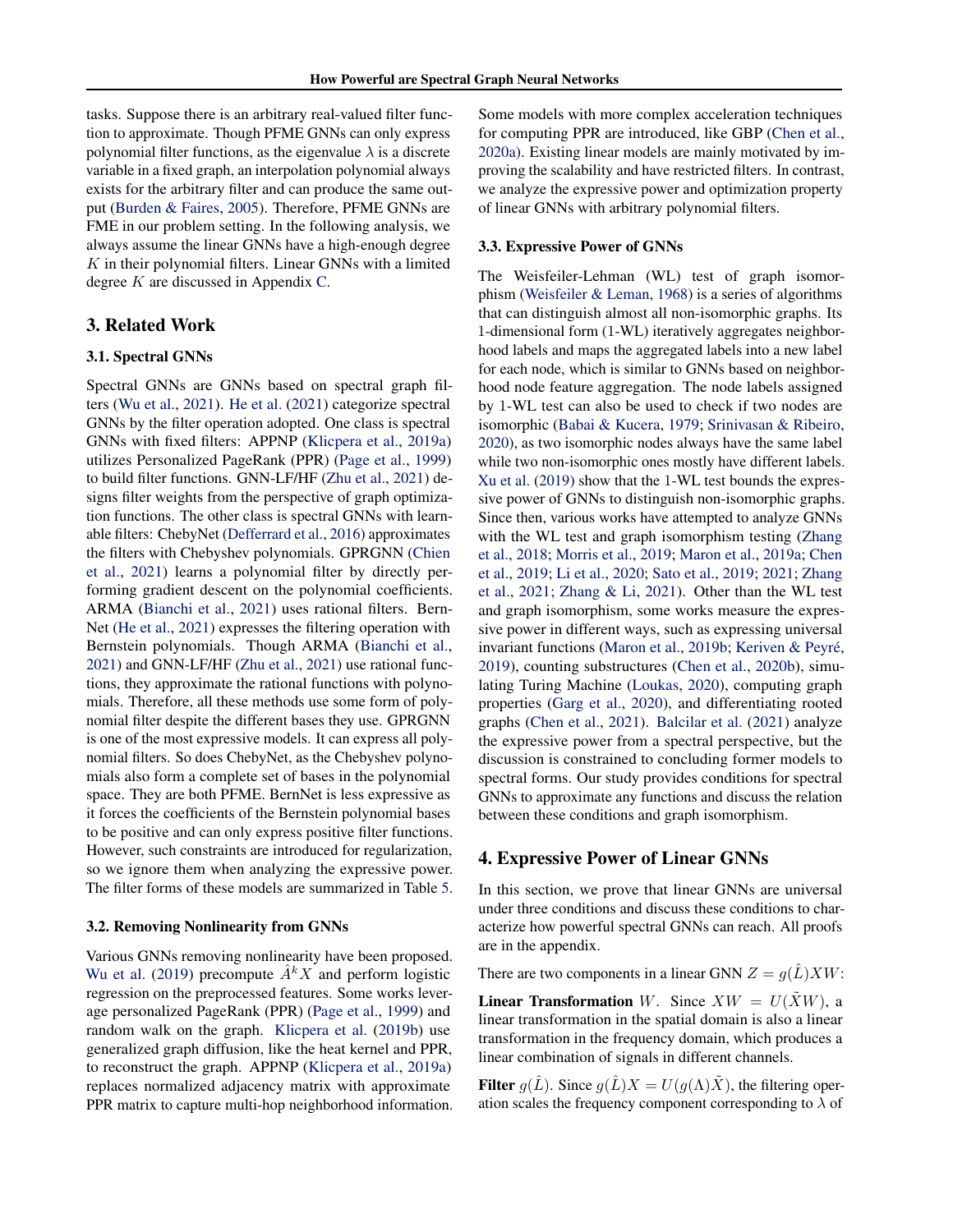tasks. Suppose there is an arbitrary real-valued filter function to approximate. Though PFME GNNs can only express polynomial filter functions, as the eigenvalue $\lambda$ is a discrete variable in a fixed graph, an interpolation polynomial always exists for the arbitrary filter and can produce the same output (Burden & Faires, 2005). Therefore, PFME GNNs are FME in our problem setting. In the following analysis, we always assume the linear GNNs have a high-enough degree $K$ in their polynomial filters. Linear GNNs with a limited degree $K$ are discussed in Appendix C.

## 3. Related Work

### 3.1. Spectral GNNs

Spectral GNNs are GNNs based on spectral graph filters (Wu et al., 2021). He et al. (2021) categorize spectral GNNs by the filter operation adopted. One class is spectral GNNs with fixed filters: APPNP (Klicpera et al., 2019a) utilizes Personalized PageRank (PPR) (Page et al., 1999) to build filter functions. GNN-LF/HF (Zhu et al., 2021) designs filter weights from the perspective of graph optimization functions. The other class is spectral GNNs with learnable filters: ChebyNet (Defferrard et al., 2016) approximates the filters with Chebyshev polynomials. GPRGNN (Chien et al., 2021) learns a polynomial filter by directly performing gradient descent on the polynomial coefficients. ARMA (Bianchi et al., 2021) uses rational filters. BernNet (He et al., 2021) expresses the filtering operation with Bernstein polynomials. Though ARMA (Bianchi et al., 2021) and GNN-LF/HF (Zhu et al., 2021) use rational functions, they approximate the rational functions with polynomials. Therefore, all these methods use some form of polynomial filter despite the different bases they use. GPRGNN is one of the most expressive models. It can express all polynomial filters. So does ChebyNet, as the Chebyshev polynomials also form a complete set of bases in the polynomial space. They are both PFME. BernNet is less expressive as it forces the coefficients of the Bernstein polynomial bases to be positive and can only express positive filter functions. However, such constraints are introduced for regularization, so we ignore them when analyzing the expressive power. The filter forms of these models are summarized in Table 5.

### 3.2. Removing Nonlinearity from GNNs

Various GNNs removing nonlinearity have been proposed. Wu et al. (2019) precompute $\hat{A}^k X$ and perform logistic regression on the preprocessed features. Some works leverage personalized PageRank (PPR) (Page et al., 1999) and random walk on the graph. Klicpera et al. (2019b) use generalized graph diffusion, like the heat kernel and PPR, to reconstruct the graph. APPNP (Klicpera et al., 2019a) replaces normalized adjacency matrix with approximate PPR matrix to capture multi-hop neighborhood information. Some models with more complex acceleration techniques for computing PPR are introduced, like GBP (Chen et al., 2020a). Existing linear models are mainly motivated by improving the scalability and have restricted filters. In contrast, we analyze the expressive power and optimization property of linear GNNs with arbitrary polynomial filters.

### 3.3. Expressive Power of GNNs

The Weisfeiler-Lehman (WL) test of graph isomorphism (Weisfeiler & Leman, 1968) is a series of algorithms that can distinguish almost all non-isomorphic graphs. Its 1-dimensional form (1-WL) iteratively aggregates neighborhood labels and maps the aggregated labels into a new label for each node, which is similar to GNNs based on neighborhood node feature aggregation. The node labels assigned by 1-WL test can also be used to check if two nodes are isomorphic (Babai & Kucera, 1979; Srinivasan & Ribeiro, 2020), as two isomorphic nodes always have the same label while two non-isomorphic ones mostly have different labels. Xu et al. (2019) show that the 1-WL test bounds the expressive power of GNNs to distinguish non-isomorphic graphs. Since then, various works have attempted to analyze GNNs with the WL test and graph isomorphism testing (Zhang et al., 2018; Morris et al., 2019; Maron et al., 2019a; Chen et al., 2019; Li et al., 2020; Sato et al., 2019; 2021; Zhang et al., 2021; Zhang & Li, 2021). Other than the WL test and graph isomorphism, some works measure the expressive power in different ways, such as expressing universal invariant functions (Maron et al., 2019b; Keriven & Peyré, 2019), counting substructures (Chen et al., 2020b), simulating Turing Machine (Loukas, 2020), computing graph properties (Garg et al., 2020), and differentiating rooted graphs (Chen et al., 2021). Balcilar et al. (2021) analyze the expressive power from a spectral perspective, but the discussion is constrained to concluding former models to spectral forms. Our study provides conditions for spectral GNNs to approximate any functions and discuss the relation between these conditions and graph isomorphism.

## 4. Expressive Power of Linear GNNs

In this section, we prove that linear GNNs are universal under three conditions and discuss these conditions to characterize how powerful spectral GNNs can reach. All proofs are in the appendix.

There are two components in a linear GNN $Z = g(\hat{L})XW$:

**Linear Transformation** $W$. Since $XW = U(\tilde{X}W)$, a linear transformation in the spatial domain is also a linear transformation in the frequency domain, which produces a linear combination of signals in different channels.

**Filter** $g(\hat{L})$. Since $g(\hat{L})X = U(g(\Lambda)\tilde{X})$, the filtering operation scales the frequency component corresponding to $\lambda$ of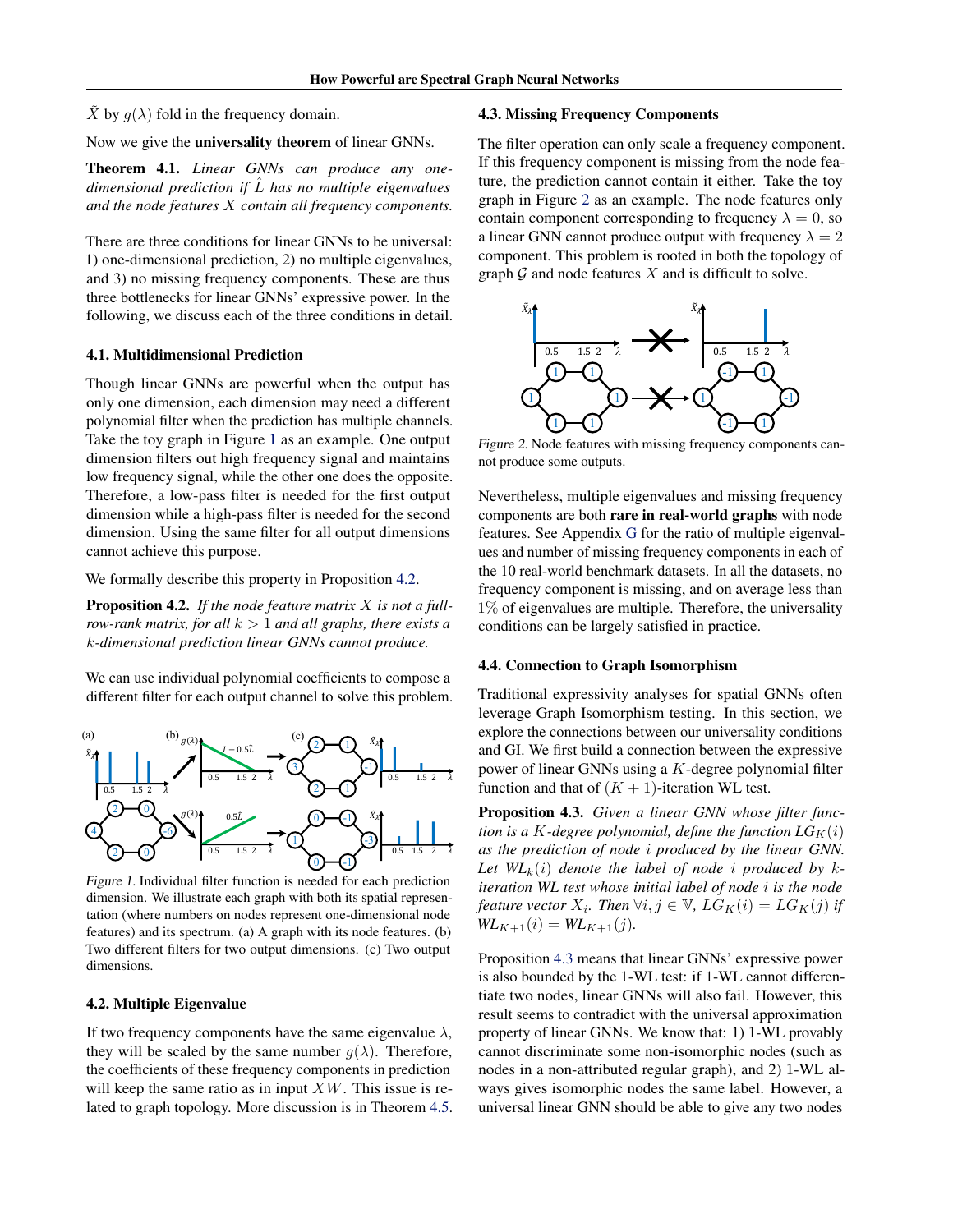$\tilde{X}$ by $g(\lambda)$ fold in the frequency domain.

Now we give the **universality theorem** of linear GNNs.

**Theorem 4.1.** *Linear GNNs can produce any one-dimensional prediction if $\hat{L}$ has no multiple eigenvalues and the node features $X$ contain all frequency components.*

There are three conditions for linear GNNs to be universal: 1) one-dimensional prediction, 2) no multiple eigenvalues, and 3) no missing frequency components. These are thus three bottlenecks for linear GNNs' expressive power. In the following, we discuss each of the three conditions in detail.

### 4.1. Multidimensional Prediction

Though linear GNNs are powerful when the output has only one dimension, each dimension may need a different polynomial filter when the prediction has multiple channels. Take the toy graph in Figure 1 as an example. One output dimension filters out high frequency signal and maintains low frequency signal, while the other one does the opposite. Therefore, a low-pass filter is needed for the first output dimension while a high-pass filter is needed for the second dimension. Using the same filter for all output dimensions cannot achieve this purpose.

We formally describe this property in Proposition 4.2.

**Proposition 4.2.** *If the node feature matrix $X$ is not a full-row-rank matrix, for all $k > 1$ and all graphs, there exists a $k$-dimensional prediction linear GNNs cannot produce.*

We can use individual polynomial coefficients to compose a different filter for each output channel to solve this problem.

*Figure 1.* Individual filter function is needed for each prediction dimension. We illustrate each graph with both its spatial representation (where numbers on nodes represent one-dimensional node features) and its spectrum. (a) A graph with its node features. (b) Two different filters for two output dimensions. (c) Two output dimensions.

### 4.2. Multiple Eigenvalue

If two frequency components have the same eigenvalue $\lambda$, they will be scaled by the same number $g(\lambda)$. Therefore, the coefficients of these frequency components in prediction will keep the same ratio as in input $XW$. This issue is related to graph topology. More discussion is in Theorem 4.5.

### 4.3. Missing Frequency Components

The filter operation can only scale a frequency component. If this frequency component is missing from the node feature, the prediction cannot contain it either. Take the toy graph in Figure 2 as an example. The node features only contain component corresponding to frequency $\lambda = 0$, so a linear GNN cannot produce output with frequency $\lambda = 2$ component. This problem is rooted in both the topology of graph $\mathcal{G}$ and node features $X$ and is difficult to solve.

*Figure 2.* Node features with missing frequency components cannot produce some outputs.

Nevertheless, multiple eigenvalues and missing frequency components are both **rare in real-world graphs** with node features. See Appendix G for the ratio of multiple eigenvalues and number of missing frequency components in each of the 10 real-world benchmark datasets. In all the datasets, no frequency component is missing, and on average less than $1\%$ of eigenvalues are multiple. Therefore, the universality conditions can be largely satisfied in practice.

### 4.4. Connection to Graph Isomorphism

Traditional expressivity analyses for spatial GNNs often leverage Graph Isomorphism testing. In this section, we explore the connections between our universality conditions and GI. We first build a connection between the expressive power of linear GNNs using a $K$-degree polynomial filter function and that of $(K + 1)$-iteration WL test.

**Proposition 4.3.** *Given a linear GNN whose filter function is a $K$-degree polynomial, define the function $LG_K(i)$ as the prediction of node $i$ produced by the linear GNN. Let $WL_k(i)$ denote the label of node $i$ produced by $k$-iteration WL test whose initial label of node $i$ is the node feature vector $X_i$. Then $\forall i, j \in \mathbb{V}$, $LG_K(i) = LG_K(j)$ if $WL_{K+1}(i) = WL_{K+1}(j)$.*

Proposition 4.3 means that linear GNNs' expressive power is also bounded by the 1-WL test: if 1-WL cannot differentiate two nodes, linear GNNs will also fail. However, this result seems to contradict with the universal approximation property of linear GNNs. We know that: 1) 1-WL provably cannot discriminate some non-isomorphic nodes (such as nodes in a non-attributed regular graph), and 2) 1-WL always gives isomorphic nodes the same label. However, a universal linear GNN should be able to give any two nodes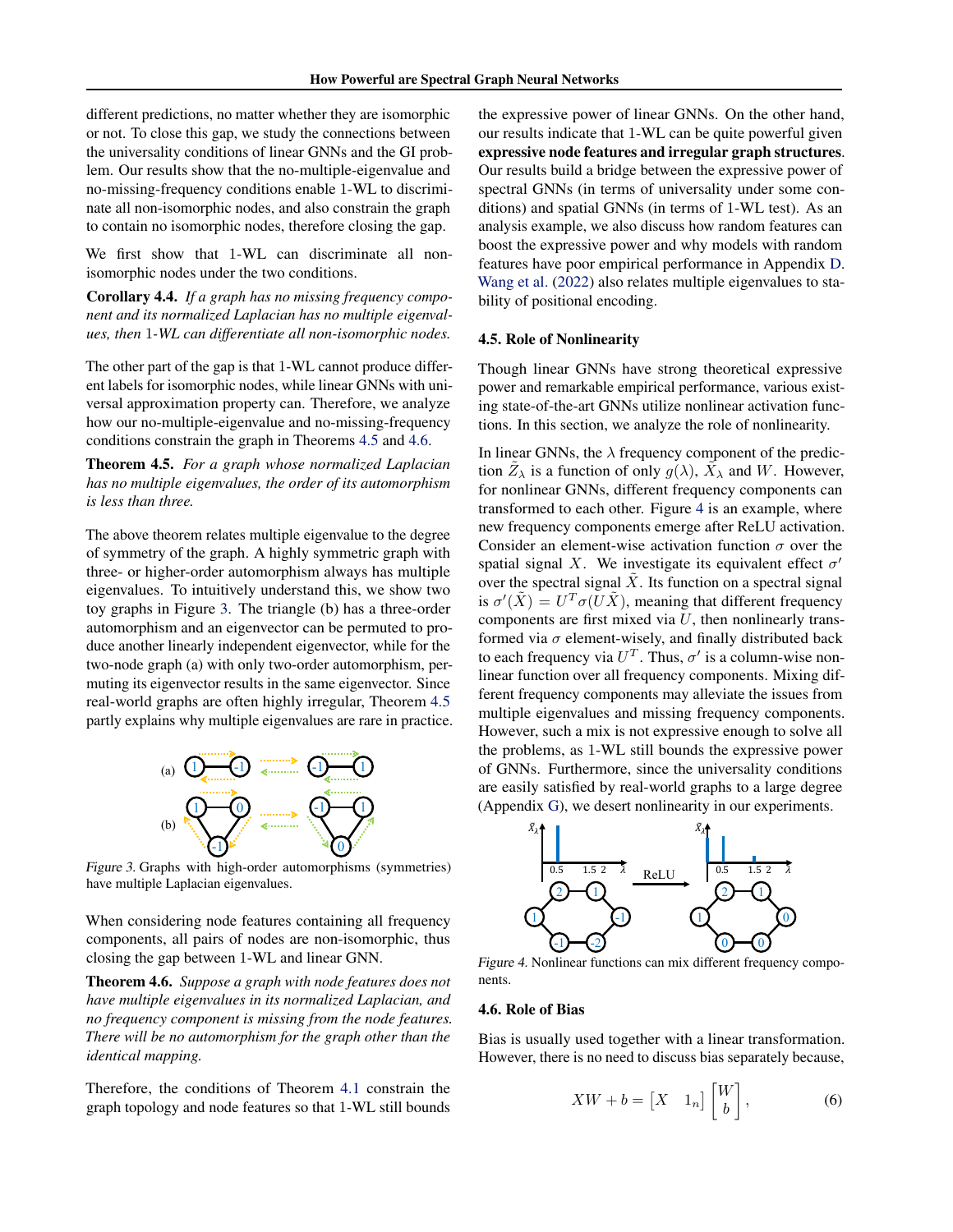different predictions, no matter whether they are isomorphic or not. To close this gap, we study the connections between the universality conditions of linear GNNs and the GI problem. Our results show that the no-multiple-eigenvalue and no-missing-frequency conditions enable 1-WL to discriminate all non-isomorphic nodes, and also constrain the graph to contain no isomorphic nodes, therefore closing the gap.

We first show that 1-WL can discriminate all non-isomorphic nodes under the two conditions.

**Corollary 4.4.** *If a graph has no missing frequency component and its normalized Laplacian has no multiple eigenvalues, then* 1*-WL can differentiate all non-isomorphic nodes.*

The other part of the gap is that 1-WL cannot produce different labels for isomorphic nodes, while linear GNNs with universal approximation property can. Therefore, we analyze how our no-multiple-eigenvalue and no-missing-frequency conditions constrain the graph in Theorems 4.5 and 4.6.

**Theorem 4.5.** *For a graph whose normalized Laplacian has no multiple eigenvalues, the order of its automorphism is less than three.*

The above theorem relates multiple eigenvalue to the degree of symmetry of the graph. A highly symmetric graph with three- or higher-order automorphism always has multiple eigenvalues. To intuitively understand this, we show two toy graphs in Figure 3. The triangle (b) has a three-order automorphism and an eigenvector can be permuted to produce another linearly independent eigenvector, while for the two-node graph (a) with only two-order automorphism, permuting its eigenvector results in the same eigenvector. Since real-world graphs are often highly irregular, Theorem 4.5 partly explains why multiple eigenvalues are rare in practice.

*Figure 3.* Graphs with high-order automorphisms (symmetries) have multiple Laplacian eigenvalues.

When considering node features containing all frequency components, all pairs of nodes are non-isomorphic, thus closing the gap between 1-WL and linear GNN.

**Theorem 4.6.** *Suppose a graph with node features does not have multiple eigenvalues in its normalized Laplacian, and no frequency component is missing from the node features. There will be no automorphism for the graph other than the identical mapping.*

Therefore, the conditions of Theorem 4.1 constrain the graph topology and node features so that 1-WL still bounds the expressive power of linear GNNs. On the other hand, our results indicate that 1-WL can be quite powerful given **expressive node features and irregular graph structures**. Our results build a bridge between the expressive power of spectral GNNs (in terms of universality under some conditions) and spatial GNNs (in terms of 1-WL test). As an analysis example, we also discuss how random features can boost the expressive power and why models with random features have poor empirical performance in Appendix D. Wang et al. (2022) also relates multiple eigenvalues to stability of positional encoding.

### 4.5. Role of Nonlinearity

Though linear GNNs have strong theoretical expressive power and remarkable empirical performance, various existing state-of-the-art GNNs utilize nonlinear activation functions. In this section, we analyze the role of nonlinearity.

In linear GNNs, the $\lambda$ frequency component of the prediction $\tilde{Z}_\lambda$ is a function of only $g(\lambda)$, $\tilde{X}_\lambda$ and $W$. However, for nonlinear GNNs, different frequency components can transformed to each other. Figure 4 is an example, where new frequency components emerge after ReLU activation. Consider an element-wise activation function $\sigma$ over the spatial signal $X$. We investigate its equivalent effect $\sigma'$ over the spectral signal $\tilde{X}$. Its function on a spectral signal is $\sigma'(\tilde{X}) = U^T\sigma(U\tilde{X})$, meaning that different frequency components are first mixed via $U$, then nonlinearly transformed via $\sigma$ element-wisely, and finally distributed back to each frequency via $U^T$. Thus, $\sigma'$ is a column-wise nonlinear function over all frequency components. Mixing different frequency components may alleviate the issues from multiple eigenvalues and missing frequency components. However, such a mix is not expressive enough to solve all the problems, as 1-WL still bounds the expressive power of GNNs. Furthermore, since the universality conditions are easily satisfied by real-world graphs to a large degree (Appendix G), we desert nonlinearity in our experiments.

*Figure 4.* Nonlinear functions can mix different frequency components.

### 4.6. Role of Bias

Bias is usually used together with a linear transformation. However, there is no need to discuss bias separately because,

$$XW + b = \begin{bmatrix} X & 1_n \end{bmatrix} \begin{bmatrix} W \\ b \end{bmatrix}, \tag{6}$$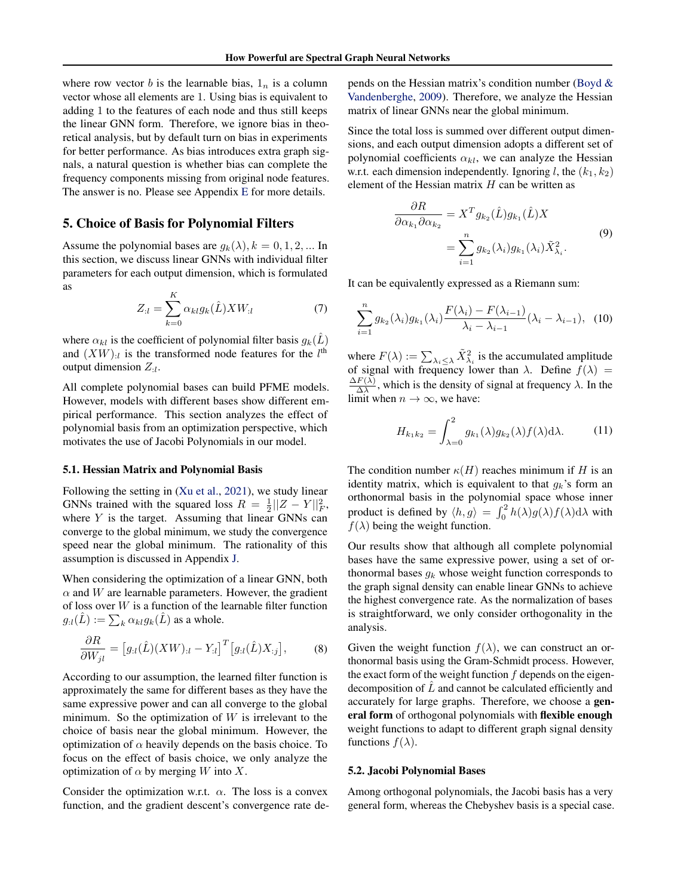where row vector $b$ is the learnable bias, $1_n$ is a column vector whose all elements are 1. Using bias is equivalent to adding 1 to the features of each node and thus still keeps the linear GNN form. Therefore, we ignore bias in theoretical analysis, but by default turn on bias in experiments for better performance. As bias introduces extra graph signals, a natural question is whether bias can complete the frequency components missing from original node features. The answer is no. Please see Appendix E for more details.

## 5. Choice of Basis for Polynomial Filters

Assume the polynomial bases are $g_k(\lambda), k = 0, 1, 2, ...$ In this section, we discuss linear GNNs with individual filter parameters for each output dimension, which is formulated as

$$Z_{:l} = \sum_{k=0}^{K} \alpha_{kl} g_k(\hat{L}) X W_{:l} \tag{7}$$

where $\alpha_{kl}$ is the coefficient of polynomial filter basis $g_k(\hat{L})$ and $(XW)_{:l}$ is the transformed node features for the $l^{\text{th}}$ output dimension $Z_{:l}$.

All complete polynomial bases can build PFME models. However, models with different bases show different empirical performance. This section analyzes the effect of polynomial basis from an optimization perspective, which motivates the use of Jacobi Polynomials in our model.

### 5.1. Hessian Matrix and Polynomial Basis

Following the setting in (Xu et al., 2021), we study linear GNNs trained with the squared loss $R = \frac{1}{2}||Z - Y||_F^2$, where $Y$ is the target. Assuming that linear GNNs can converge to the global minimum, we study the convergence speed near the global minimum. The rationality of this assumption is discussed in Appendix J.

When considering the optimization of a linear GNN, both $\alpha$ and $W$ are learnable parameters. However, the gradient of loss over $W$ is a function of the learnable filter function $g_{:l}(\hat{L}) := \sum_k \alpha_{kl} g_k(\hat{L})$ as a whole.

$$\frac{\partial R}{\partial W_{jl}} = \left[g_{:l}(\hat{L})(XW)_{:l} - Y_{:l}\right]^T \left[g_{:l}(\hat{L})X_{:j}\right], \tag{8}$$

According to our assumption, the learned filter function is approximately the same for different bases as they have the same expressive power and can all converge to the global minimum. So the optimization of $W$ is irrelevant to the choice of basis near the global minimum. However, the optimization of $\alpha$ heavily depends on the basis choice. To focus on the effect of basis choice, we only analyze the optimization of $\alpha$ by merging $W$ into $X$.

Consider the optimization w.r.t. $\alpha$. The loss is a convex function, and the gradient descent's convergence rate depends on the Hessian matrix's condition number (Boyd & Vandenberghe, 2009). Therefore, we analyze the Hessian matrix of linear GNNs near the global minimum.

Since the total loss is summed over different output dimensions, and each output dimension adopts a different set of polynomial coefficients $\alpha_{kl}$, we can analyze the Hessian w.r.t. each dimension independently. Ignoring $l$, the $(k_1, k_2)$ element of the Hessian matrix $H$ can be written as

$$\begin{aligned}\frac{\partial R}{\partial \alpha_{k_1} \partial \alpha_{k_2}} &= X^T g_{k_2}(\hat{L}) g_{k_1}(\hat{L}) X \\ &= \sum_{i=1}^{n} g_{k_2}(\lambda_i) g_{k_1}(\lambda_i) \tilde{X}_{\lambda_i}^2.\end{aligned} \tag{9}$$

It can be equivalently expressed as a Riemann sum:

$$\sum_{i=1}^{n} g_{k_2}(\lambda_i) g_{k_1}(\lambda_i) \frac{F(\lambda_i) - F(\lambda_{i-1})}{\lambda_i - \lambda_{i-1}} (\lambda_i - \lambda_{i-1}), \tag{10}$$

where $F(\lambda) := \sum_{\lambda_i \leq \lambda} \tilde{X}_{\lambda_i}^2$ is the accumulated amplitude of signal with frequency lower than $\lambda$. Define $f(\lambda) = \frac{\Delta F(\lambda)}{\Delta \lambda}$, which is the density of signal at frequency $\lambda$. In the limit when $n \to \infty$, we have:

$$H_{k_1 k_2} = \int_{\lambda=0}^{2} g_{k_1}(\lambda) g_{k_2}(\lambda) f(\lambda) \mathrm{d}\lambda. \tag{11}$$

The condition number $\kappa(H)$ reaches minimum if $H$ is an identity matrix, which is equivalent to that $g_k$'s form an orthonormal basis in the polynomial space whose inner product is defined by $\langle h, g \rangle = \int_0^2 h(\lambda) g(\lambda) f(\lambda) \mathrm{d}\lambda$ with $f(\lambda)$ being the weight function.

Our results show that although all complete polynomial bases have the same expressive power, using a set of orthonormal bases $g_k$ whose weight function corresponds to the graph signal density can enable linear GNNs to achieve the highest convergence rate. As the normalization of bases is straightforward, we only consider orthogonality in the analysis.

Given the weight function $f(\lambda)$, we can construct an orthonormal basis using the Gram-Schmidt process. However, the exact form of the weight function $f$ depends on the eigendecomposition of $\hat{L}$ and cannot be calculated efficiently and accurately for large graphs. Therefore, we choose a **general form** of orthogonal polynomials with **flexible enough** weight functions to adapt to different graph signal density functions $f(\lambda)$.

### 5.2. Jacobi Polynomial Bases

Among orthogonal polynomials, the Jacobi basis has a very general form, whereas the Chebyshev basis is a special case.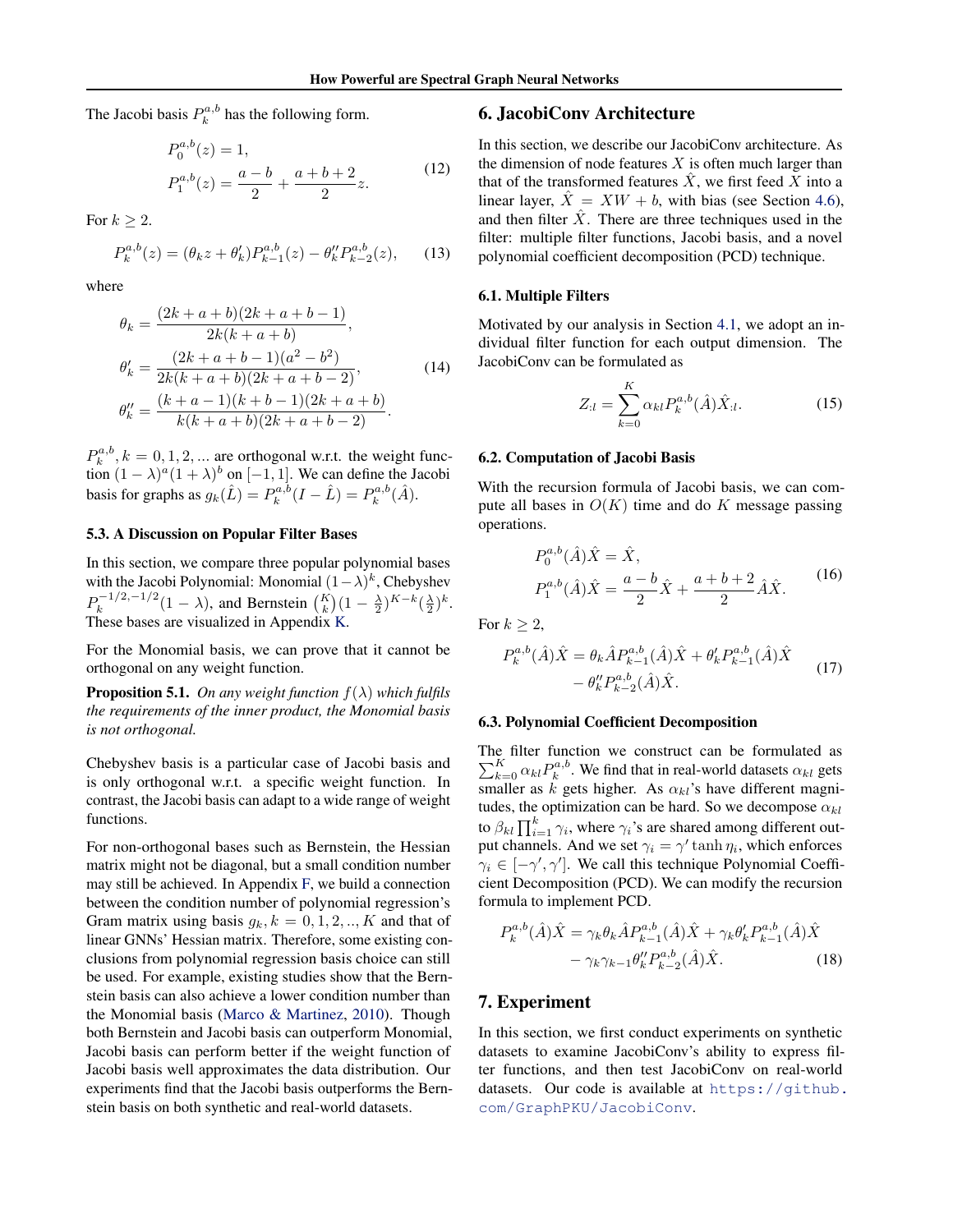The Jacobi basis $P_k^{a,b}$ has the following form.

$$
\begin{aligned}
P_0^{a,b}(z) &= 1, \\
P_1^{a,b}(z) &= \frac{a-b}{2} + \frac{a+b+2}{2}z.
\end{aligned}
\tag{12}
$$

For $k \geq 2$.

$$
P_k^{a,b}(z) = (\theta_k z + \theta'_k) P_{k-1}^{a,b}(z) - \theta''_k P_{k-2}^{a,b}(z), \tag{13}
$$

where

$$
\begin{aligned}
\theta_k &= \frac{(2k+a+b)(2k+a+b-1)}{2k(k+a+b)}, \\
\theta'_k &= \frac{(2k+a+b-1)(a^2-b^2)}{2k(k+a+b)(2k+a+b-2)}, \\
\theta''_k &= \frac{(k+a-1)(k+b-1)(2k+a+b)}{k(k+a+b)(2k+a+b-2)}.
\end{aligned}
\tag{14}
$$

$P_k^{a,b}, k = 0, 1, 2, ...$ are orthogonal w.r.t. the weight function $(1-\lambda)^a(1+\lambda)^b$ on $[-1, 1]$. We can define the Jacobi basis for graphs as $g_k(\hat{L}) = P_k^{a,b}(I - \hat{L}) = P_k^{a,b}(\hat{A})$.

### 5.3. A Discussion on Popular Filter Bases

In this section, we compare three popular polynomial bases with the Jacobi Polynomial: Monomial $(1-\lambda)^k$, Chebyshev $P_k^{-1/2,-1/2}(1-\lambda)$, and Bernstein $\binom{K}{k}(1-\frac{\lambda}{2})^{K-k}(\frac{\lambda}{2})^k$. These bases are visualized in Appendix K.

For the Monomial basis, we can prove that it cannot be orthogonal on any weight function.

**Proposition 5.1.** *On any weight function $f(\lambda)$ which fulfils the requirements of the inner product, the Monomial basis is not orthogonal.*

Chebyshev basis is a particular case of Jacobi basis and is only orthogonal w.r.t. a specific weight function. In contrast, the Jacobi basis can adapt to a wide range of weight functions.

For non-orthogonal bases such as Bernstein, the Hessian matrix might not be diagonal, but a small condition number may still be achieved. In Appendix F, we build a connection between the condition number of polynomial regression's Gram matrix using basis $g_k, k = 0, 1, 2, .., K$ and that of linear GNNs' Hessian matrix. Therefore, some existing conclusions from polynomial regression basis choice can still be used. For example, existing studies show that the Bernstein basis can also achieve a lower condition number than the Monomial basis (Marco & Martinez, 2010). Though both Bernstein and Jacobi basis can outperform Monomial, Jacobi basis can perform better if the weight function of Jacobi basis well approximates the data distribution. Our experiments find that the Jacobi basis outperforms the Bernstein basis on both synthetic and real-world datasets.

## 6. JacobiConv Architecture

In this section, we describe our JacobiConv architecture. As the dimension of node features $X$ is often much larger than that of the transformed features $\hat{X}$, we first feed $X$ into a linear layer, $\hat{X} = XW + b$, with bias (see Section 4.6), and then filter $\hat{X}$. There are three techniques used in the filter: multiple filter functions, Jacobi basis, and a novel polynomial coefficient decomposition (PCD) technique.

### 6.1. Multiple Filters

Motivated by our analysis in Section 4.1, we adopt an individual filter function for each output dimension. The JacobiConv can be formulated as

$$
Z_{:l} = \sum_{k=0}^{K} \alpha_{kl} P_k^{a,b}(\hat{A}) \hat{X}_{:l}. \tag{15}
$$

### 6.2. Computation of Jacobi Basis

With the recursion formula of Jacobi basis, we can compute all bases in $O(K)$ time and do $K$ message passing operations.

$$
\begin{aligned}
P_0^{a,b}(\hat{A})\hat{X} &= \hat{X}, \\
P_1^{a,b}(\hat{A})\hat{X} &= \frac{a-b}{2}\hat{X} + \frac{a+b+2}{2}\hat{A}\hat{X}.
\end{aligned}
\tag{16}
$$

For $k \geq 2$,

$$
\begin{aligned}
P_k^{a,b}(\hat{A})\hat{X} = \theta_k \hat{A} P_{k-1}^{a,b}(\hat{A})\hat{X} + \theta'_k P_{k-1}^{a,b}(\hat{A})\hat{X} \\
- \theta''_k P_{k-2}^{a,b}(\hat{A})\hat{X}.
\end{aligned}
\tag{17}
$$

### 6.3. Polynomial Coefficient Decomposition

The filter function we construct can be formulated as $\sum_{k=0}^{K} \alpha_{kl} P_k^{a,b}$. We find that in real-world datasets $\alpha_{kl}$ gets smaller as $k$ gets higher. As $\alpha_{kl}$'s have different magnitudes, the optimization can be hard. So we decompose $\alpha_{kl}$ to $\beta_{kl} \prod_{i=1}^{k} \gamma_i$, where $\gamma_i$'s are shared among different output channels. And we set $\gamma_i = \gamma' \tanh \eta_i$, which enforces $\gamma_i \in [-\gamma', \gamma']$. We call this technique Polynomial Coefficient Decomposition (PCD). We can modify the recursion formula to implement PCD.

$$
\begin{aligned}
P_k^{a,b}(\hat{A})\hat{X} = \gamma_k \theta_k \hat{A} P_{k-1}^{a,b}(\hat{A})\hat{X} + \gamma_k \theta'_k P_{k-1}^{a,b}(\hat{A})\hat{X} \\
- \gamma_k \gamma_{k-1} \theta''_k P_{k-2}^{a,b}(\hat{A})\hat{X}.
\end{aligned}
\tag{18}
$$

## 7. Experiment

In this section, we first conduct experiments on synthetic datasets to examine JacobiConv's ability to express filter functions, and then test JacobiConv on real-world datasets. Our code is available at https://github.com/GraphPKU/JacobiConv.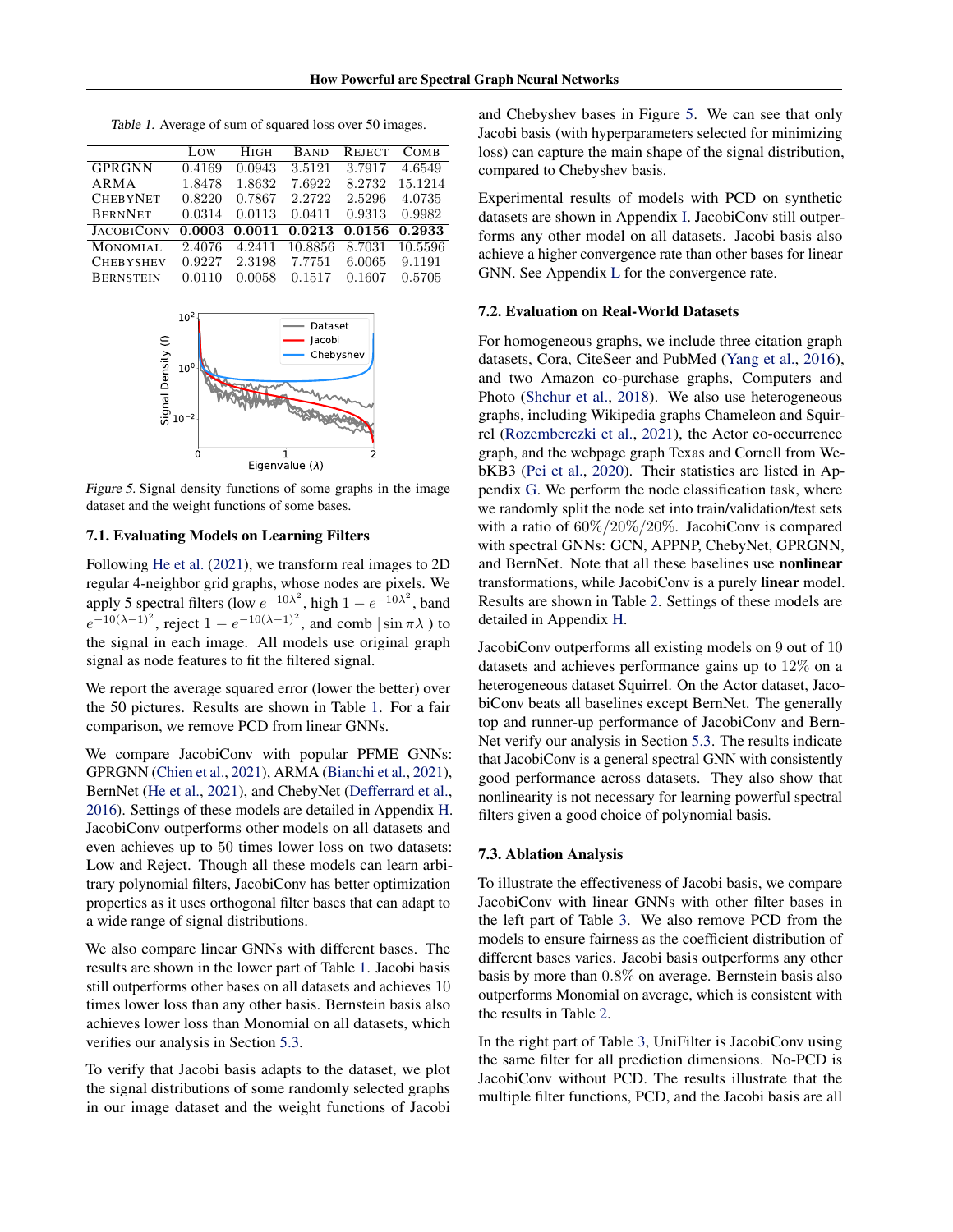Table 1. Average of sum of squared loss over 50 images.

| | LOW | HIGH | BAND | REJECT | COMB |
|---|---|---|---|---|---|
| GPRGNN | 0.4169 | 0.0943 | 3.5121 | 3.7917 | 4.6549 |
| ARMA | 1.8478 | 1.8632 | 7.6922 | 8.2732 | 15.1214 |
| CHEBYNET | 0.8220 | 0.7867 | 2.2722 | 2.5296 | 4.0735 |
| BERNNET | 0.0314 | 0.0113 | 0.0411 | 0.9313 | 0.9982 |
| JACOBICONV | **0.0003** | **0.0011** | **0.0213** | **0.0156** | **0.2933** |
| MONOMIAL | 2.4076 | 4.2411 | 10.8856 | 8.7031 | 10.5596 |
| CHEBYSHEV | 0.9227 | 2.3198 | 7.7751 | 6.0065 | 9.1191 |
| BERNSTEIN | 0.0110 | 0.0058 | 0.1517 | 0.1607 | 0.5705 |

Figure 5. Signal density functions of some graphs in the image dataset and the weight functions of some bases.

### 7.1. Evaluating Models on Learning Filters

Following He et al. (2021), we transform real images to 2D regular 4-neighbor grid graphs, whose nodes are pixels. We apply 5 spectral filters (low $e^{-10\lambda^2}$, high $1-e^{-10\lambda^2}$, band $e^{-10(\lambda-1)^2}$, reject $1-e^{-10(\lambda-1)^2}$, and comb $|\sin \pi\lambda|$) to the signal in each image. All models use original graph signal as node features to fit the filtered signal.

We report the average squared error (lower the better) over the 50 pictures. Results are shown in Table 1. For a fair comparison, we remove PCD from linear GNNs.

We compare JacobiConv with popular PFME GNNs: GPRGNN (Chien et al., 2021), ARMA (Bianchi et al., 2021), BernNet (He et al., 2021), and ChebyNet (Defferrard et al., 2016). Settings of these models are detailed in Appendix H. JacobiConv outperforms other models on all datasets and even achieves up to 50 times lower loss on two datasets: Low and Reject. Though all these models can learn arbitrary polynomial filters, JacobiConv has better optimization properties as it uses orthogonal filter bases that can adapt to a wide range of signal distributions.

We also compare linear GNNs with different bases. The results are shown in the lower part of Table 1. Jacobi basis still outperforms other bases on all datasets and achieves 10 times lower loss than any other basis. Bernstein basis also achieves lower loss than Monomial on all datasets, which verifies our analysis in Section 5.3.

To verify that Jacobi basis adapts to the dataset, we plot the signal distributions of some randomly selected graphs in our image dataset and the weight functions of Jacobi and Chebyshev bases in Figure 5. We can see that only Jacobi basis (with hyperparameters selected for minimizing loss) can capture the main shape of the signal distribution, compared to Chebyshev basis.

Experimental results of models with PCD on synthetic datasets are shown in Appendix I. JacobiConv still outperforms any other model on all datasets. Jacobi basis also achieve a higher convergence rate than other bases for linear GNN. See Appendix L for the convergence rate.

### 7.2. Evaluation on Real-World Datasets

For homogeneous graphs, we include three citation graph datasets, Cora, CiteSeer and PubMed (Yang et al., 2016), and two Amazon co-purchase graphs, Computers and Photo (Shchur et al., 2018). We also use heterogeneous graphs, including Wikipedia graphs Chameleon and Squirrel (Rozemberczki et al., 2021), the Actor co-occurrence graph, and the webpage graph Texas and Cornell from WebKB3 (Pei et al., 2020). Their statistics are listed in Appendix G. We perform the node classification task, where we randomly split the node set into train/validation/test sets with a ratio of 60%/20%/20%. JacobiConv is compared with spectral GNNs: GCN, APPNP, ChebyNet, GPRGNN, and BernNet. Note that all these baselines use **nonlinear** transformations, while JacobiConv is a purely **linear** model. Results are shown in Table 2. Settings of these models are detailed in Appendix H.

JacobiConv outperforms all existing models on 9 out of 10 datasets and achieves performance gains up to 12% on a heterogeneous dataset Squirrel. On the Actor dataset, JacobiConv beats all baselines except BernNet. The generally top and runner-up performance of JacobiConv and BernNet verify our analysis in Section 5.3. The results indicate that JacobiConv is a general spectral GNN with consistently good performance across datasets. They also show that nonlinearity is not necessary for learning powerful spectral filters given a good choice of polynomial basis.

### 7.3. Ablation Analysis

To illustrate the effectiveness of Jacobi basis, we compare JacobiConv with linear GNNs with other filter bases in the left part of Table 3. We also remove PCD from the models to ensure fairness as the coefficient distribution of different bases varies. Jacobi basis outperforms any other basis by more than 0.8% on average. Bernstein basis also outperforms Monomial on average, which is consistent with the results in Table 2.

In the right part of Table 3, UniFilter is JacobiConv using the same filter for all prediction dimensions. No-PCD is JacobiConv without PCD. The results illustrate that the multiple filter functions, PCD, and the Jacobi basis are all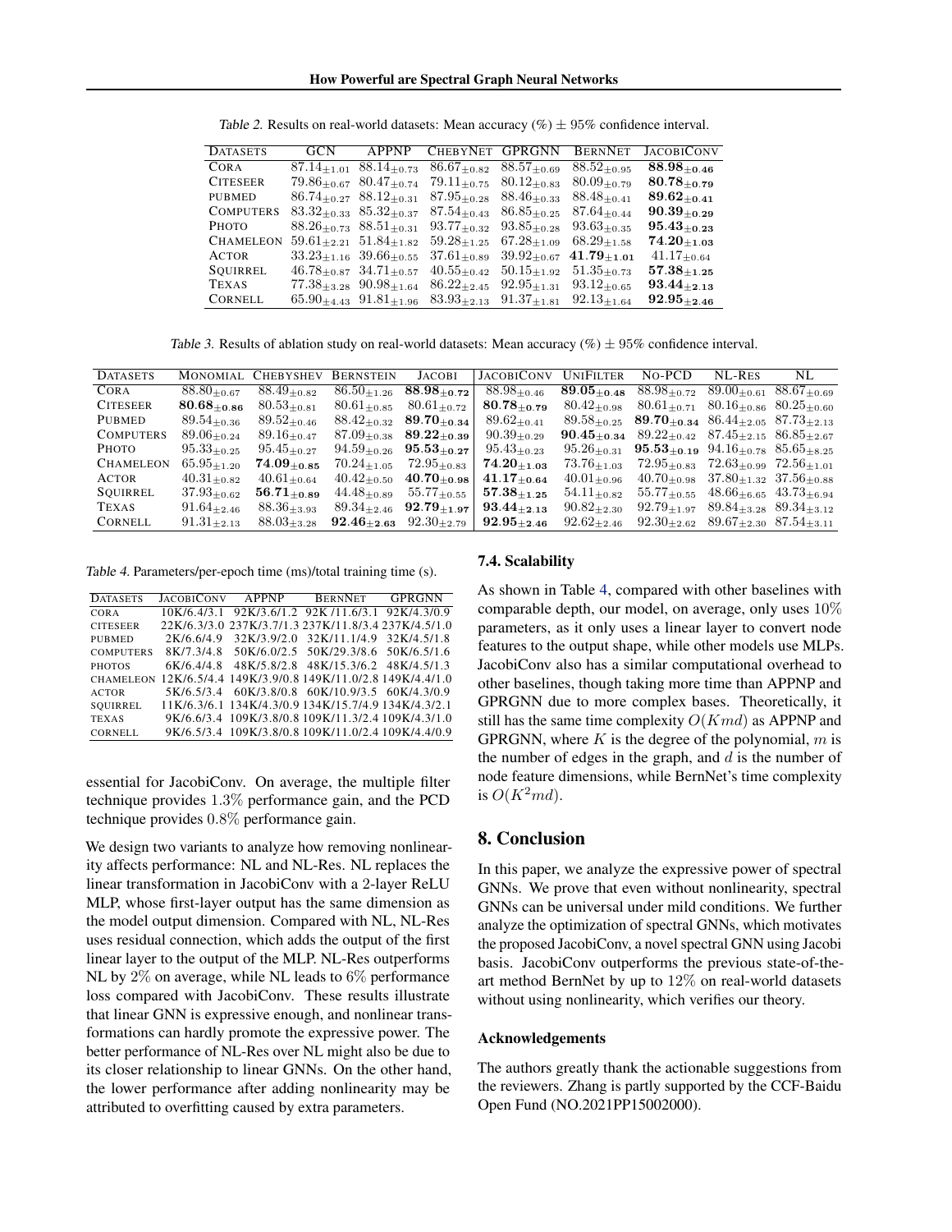Table 2. Results on real-world datasets: Mean accuracy (%) ± 95% confidence interval.

| DATASETS | GCN | APPNP | CHEBYNET | GPRGNN | BERNNET | JACOBICONV |
|---|---|---|---|---|---|---|
| CORA | $87.14_{\pm 1.01}$ | $88.14_{\pm 0.73}$ | $86.67_{\pm 0.82}$ | $88.57_{\pm 0.69}$ | $88.52_{\pm 0.95}$ | $\mathbf{88.98_{\pm 0.46}}$ |
| CITESEER | $79.86_{\pm 0.67}$ | $80.47_{\pm 0.74}$ | $79.11_{\pm 0.75}$ | $80.12_{\pm 0.83}$ | $80.09_{\pm 0.79}$ | $\mathbf{80.78_{\pm 0.79}}$ |
| PUBMED | $86.74_{\pm 0.27}$ | $88.12_{\pm 0.31}$ | $87.95_{\pm 0.28}$ | $88.46_{\pm 0.33}$ | $88.48_{\pm 0.41}$ | $\mathbf{89.62_{\pm 0.41}}$ |
| COMPUTERS | $83.32_{\pm 0.33}$ | $85.32_{\pm 0.37}$ | $87.54_{\pm 0.43}$ | $86.85_{\pm 0.25}$ | $87.64_{\pm 0.44}$ | $\mathbf{90.39_{\pm 0.29}}$ |
| PHOTO | $88.26_{\pm 0.73}$ | $88.51_{\pm 0.31}$ | $93.77_{\pm 0.32}$ | $93.85_{\pm 0.28}$ | $93.63_{\pm 0.35}$ | $\mathbf{95.43_{\pm 0.23}}$ |
| CHAMELEON | $59.61_{\pm 2.21}$ | $51.84_{\pm 1.82}$ | $59.28_{\pm 1.25}$ | $67.28_{\pm 1.09}$ | $68.29_{\pm 1.58}$ | $\mathbf{74.20_{\pm 1.03}}$ |
| ACTOR | $33.23_{\pm 1.16}$ | $39.66_{\pm 0.55}$ | $37.61_{\pm 0.89}$ | $39.92_{\pm 0.67}$ | $\mathbf{41.79_{\pm 1.01}}$ | $41.17_{\pm 0.64}$ |
| SQUIRREL | $46.78_{\pm 0.87}$ | $34.71_{\pm 0.57}$ | $40.55_{\pm 0.42}$ | $50.15_{\pm 1.92}$ | $51.35_{\pm 0.73}$ | $\mathbf{57.38_{\pm 1.25}}$ |
| TEXAS | $77.38_{\pm 3.28}$ | $90.98_{\pm 1.64}$ | $86.22_{\pm 2.45}$ | $92.95_{\pm 1.31}$ | $93.12_{\pm 0.65}$ | $\mathbf{93.44_{\pm 2.13}}$ |
| CORNELL | $65.90_{\pm 4.43}$ | $91.81_{\pm 1.96}$ | $83.93_{\pm 2.13}$ | $91.37_{\pm 1.81}$ | $92.13_{\pm 1.64}$ | $\mathbf{92.95_{\pm 2.46}}$ |

Table 3. Results of ablation study on real-world datasets: Mean accuracy (%) ± 95% confidence interval.

| DATASETS | MONOMIAL | CHEBYSHEV | BERNSTEIN | JACOBI | JACOBICONV | UNIFILTER | NO-PCD | NL-RES | NL |
|---|---|---|---|---|---|---|---|---|---|
| CORA | $88.80_{\pm 0.67}$ | $88.49_{\pm 0.82}$ | $86.50_{\pm 1.26}$ | $\mathbf{88.98_{\pm 0.72}}$ | $88.98_{\pm 0.46}$ | $\mathbf{89.05_{\pm 0.48}}$ | $88.98_{\pm 0.72}$ | $89.00_{\pm 0.61}$ | $88.67_{\pm 0.69}$ |
| CITESEER | $\mathbf{80.68_{\pm 0.86}}$ | $80.53_{\pm 0.81}$ | $80.61_{\pm 0.85}$ | $80.61_{\pm 0.72}$ | $\mathbf{80.78_{\pm 0.79}}$ | $80.42_{\pm 0.98}$ | $80.61_{\pm 0.71}$ | $80.16_{\pm 0.86}$ | $80.25_{\pm 0.60}$ |
| PUBMED | $89.54_{\pm 0.36}$ | $89.52_{\pm 0.46}$ | $88.42_{\pm 0.32}$ | $\mathbf{89.70_{\pm 0.34}}$ | $89.62_{\pm 0.41}$ | $89.58_{\pm 0.25}$ | $\mathbf{89.70_{\pm 0.34}}$ | $86.44_{\pm 2.05}$ | $87.73_{\pm 2.13}$ |
| COMPUTERS | $89.06_{\pm 0.24}$ | $89.16_{\pm 0.47}$ | $87.09_{\pm 0.38}$ | $\mathbf{89.22_{\pm 0.39}}$ | $90.39_{\pm 0.29}$ | $\mathbf{90.45_{\pm 0.34}}$ | $89.22_{\pm 0.42}$ | $87.45_{\pm 2.15}$ | $86.85_{\pm 2.67}$ |
| PHOTO | $95.33_{\pm 0.25}$ | $95.45_{\pm 0.27}$ | $94.59_{\pm 0.26}$ | $\mathbf{95.53_{\pm 0.27}}$ | $95.43_{\pm 0.23}$ | $95.26_{\pm 0.31}$ | $\mathbf{95.53_{\pm 0.19}}$ | $94.16_{\pm 0.78}$ | $85.65_{\pm 8.25}$ |
| CHAMELEON | $65.95_{\pm 1.20}$ | $\mathbf{74.09_{\pm 0.85}}$ | $70.24_{\pm 1.05}$ | $72.95_{\pm 0.83}$ | $\mathbf{74.20_{\pm 1.03}}$ | $73.76_{\pm 1.03}$ | $72.95_{\pm 0.83}$ | $72.63_{\pm 0.99}$ | $72.56_{\pm 1.01}$ |
| ACTOR | $40.31_{\pm 0.82}$ | $40.61_{\pm 0.64}$ | $40.42_{\pm 0.50}$ | $\mathbf{40.70_{\pm 0.98}}$ | $\mathbf{41.17_{\pm 0.64}}$ | $40.01_{\pm 0.96}$ | $40.70_{\pm 0.98}$ | $37.80_{\pm 1.32}$ | $37.56_{\pm 0.88}$ |
| SQUIRREL | $37.93_{\pm 0.62}$ | $\mathbf{56.71_{\pm 0.89}}$ | $44.48_{\pm 0.89}$ | $55.77_{\pm 0.55}$ | $\mathbf{57.38_{\pm 1.25}}$ | $54.11_{\pm 0.82}$ | $55.77_{\pm 0.55}$ | $48.66_{\pm 6.65}$ | $43.73_{\pm 6.94}$ |
| TEXAS | $91.64_{\pm 2.46}$ | $88.36_{\pm 3.93}$ | $89.34_{\pm 2.46}$ | $\mathbf{92.79_{\pm 1.97}}$ | $\mathbf{93.44_{\pm 2.13}}$ | $90.82_{\pm 2.30}$ | $92.79_{\pm 1.97}$ | $89.84_{\pm 3.28}$ | $89.34_{\pm 3.12}$ |
| CORNELL | $91.31_{\pm 2.13}$ | $88.03_{\pm 3.28}$ | $\mathbf{92.46_{\pm 2.63}}$ | $92.30_{\pm 2.79}$ | $\mathbf{92.95_{\pm 2.46}}$ | $92.62_{\pm 2.46}$ | $92.30_{\pm 2.62}$ | $89.67_{\pm 2.30}$ | $87.54_{\pm 3.11}$ |

Table 4. Parameters/per-epoch time (ms)/total training time (s).

| DATASETS | JACOBICONV | APPNP | BERNNET | GPRGNN |
|---|---|---|---|---|
| CORA | 10K/6.4/3.1 | 92K/3.6/1.2 | 92K /11.6/3.1 | 92K/4.3/0.9 |
| CITESEER | 22K/6.3/3.0 | 237K/3.7/1.3 | 237K/11.8/3.4 | 237K/4.5/1.0 |
| PUBMED | 2K/6.6/4.9 | 32K/3.9/2.0 | 32K/11.1/4.9 | 32K/4.5/1.8 |
| COMPUTERS | 8K/7.3/4.8 | 50K/6.0/2.5 | 50K/29.3/8.6 | 50K/6.5/1.6 |
| PHOTOS | 6K/6.4/4.8 | 48K/5.8/2.8 | 48K/15.3/6.2 | 48K/4.5/1.3 |
| CHAMELEON | 12K/6.5/4.4 | 149K/3.9/0.8 | 149K/11.0/2.8 | 149K/4.4/1.0 |
| ACTOR | 5K/6.5/3.4 | 60K/3.8/0.8 | 60K/10.9/3.5 | 60K/4.3/0.9 |
| SQUIRREL | 11K/6.3/6.1 | 134K/4.3/0.9 | 134K/15.7/4.9 | 134K/4.3/2.1 |
| TEXAS | 9K/6.6/3.4 | 109K/3.8/0.8 | 109K/11.3/2.4 | 109K/4.3/1.0 |
| CORNELL | 9K/6.5/3.4 | 109K/3.8/0.8 | 109K/11.0/2.4 | 109K/4.4/0.9 |

essential for JacobiConv. On average, the multiple filter technique provides $1.3\%$ performance gain, and the PCD technique provides $0.8\%$ performance gain.

We design two variants to analyze how removing nonlinearity affects performance: NL and NL-Res. NL replaces the linear transformation in JacobiConv with a 2-layer ReLU MLP, whose first-layer output has the same dimension as the model output dimension. Compared with NL, NL-Res uses residual connection, which adds the output of the first linear layer to the output of the MLP. NL-Res outperforms NL by $2\%$ on average, while NL leads to $6\%$ performance loss compared with JacobiConv. These results illustrate that linear GNN is expressive enough, and nonlinear transformations can hardly promote the expressive power. The better performance of NL-Res over NL might also be due to its closer relationship to linear GNNs. On the other hand, the lower performance after adding nonlinearity may be attributed to overfitting caused by extra parameters.

### 7.4. Scalability

As shown in Table 4, compared with other baselines with comparable depth, our model, on average, only uses $10\%$ parameters, as it only uses a linear layer to convert node features to the output shape, while other models use MLPs. JacobiConv also has a similar computational overhead to other baselines, though taking more time than APPNP and GPRGNN due to more complex bases. Theoretically, it still has the same time complexity $O(Kmd)$ as APPNP and GPRGNN, where $K$ is the degree of the polynomial, $m$ is the number of edges in the graph, and $d$ is the number of node feature dimensions, while BernNet's time complexity is $O(K^2md)$.

## 8. Conclusion

In this paper, we analyze the expressive power of spectral GNNs. We prove that even without nonlinearity, spectral GNNs can be universal under mild conditions. We further analyze the optimization of spectral GNNs, which motivates the proposed JacobiConv, a novel spectral GNN using Jacobi basis. JacobiConv outperforms the previous state-of-the-art method BernNet by up to $12\%$ on real-world datasets without using nonlinearity, which verifies our theory.

### Acknowledgements

The authors greatly thank the actionable suggestions from the reviewers. Zhang is partly supported by the CCF-Baidu Open Fund (NO.2021PP15002000).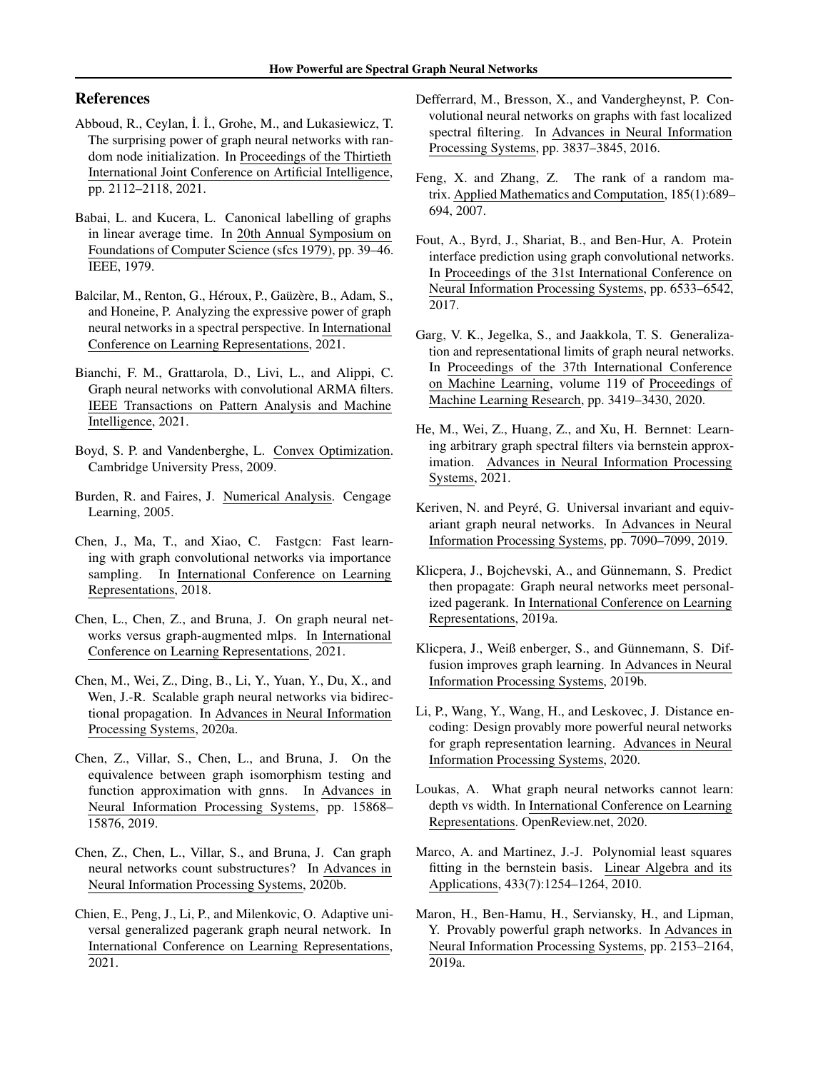## References

Abboud, R., Ceylan, İ. İ., Grohe, M., and Lukasiewicz, T. The surprising power of graph neural networks with random node initialization. In Proceedings of the Thirtieth International Joint Conference on Artificial Intelligence, pp. 2112–2118, 2021.

Babai, L. and Kucera, L. Canonical labelling of graphs in linear average time. In 20th Annual Symposium on Foundations of Computer Science (sfcs 1979), pp. 39–46. IEEE, 1979.

Balcilar, M., Renton, G., Héroux, P., Gaüzère, B., Adam, S., and Honeine, P. Analyzing the expressive power of graph neural networks in a spectral perspective. In International Conference on Learning Representations, 2021.

Bianchi, F. M., Grattarola, D., Livi, L., and Alippi, C. Graph neural networks with convolutional ARMA filters. IEEE Transactions on Pattern Analysis and Machine Intelligence, 2021.

Boyd, S. P. and Vandenberghe, L. Convex Optimization. Cambridge University Press, 2009.

Burden, R. and Faires, J. Numerical Analysis. Cengage Learning, 2005.

Chen, J., Ma, T., and Xiao, C. Fastgcn: Fast learning with graph convolutional networks via importance sampling. In International Conference on Learning Representations, 2018.

Chen, L., Chen, Z., and Bruna, J. On graph neural networks versus graph-augmented mlps. In International Conference on Learning Representations, 2021.

Chen, M., Wei, Z., Ding, B., Li, Y., Yuan, Y., Du, X., and Wen, J.-R. Scalable graph neural networks via bidirectional propagation. In Advances in Neural Information Processing Systems, 2020a.

Chen, Z., Villar, S., Chen, L., and Bruna, J. On the equivalence between graph isomorphism testing and function approximation with gnns. In Advances in Neural Information Processing Systems, pp. 15868–15876, 2019.

Chen, Z., Chen, L., Villar, S., and Bruna, J. Can graph neural networks count substructures? In Advances in Neural Information Processing Systems, 2020b.

Chien, E., Peng, J., Li, P., and Milenkovic, O. Adaptive universal generalized pagerank graph neural network. In International Conference on Learning Representations, 2021.

Defferrard, M., Bresson, X., and Vandergheynst, P. Convolutional neural networks on graphs with fast localized spectral filtering. In Advances in Neural Information Processing Systems, pp. 3837–3845, 2016.

Feng, X. and Zhang, Z. The rank of a random matrix. Applied Mathematics and Computation, 185(1):689–694, 2007.

Fout, A., Byrd, J., Shariat, B., and Ben-Hur, A. Protein interface prediction using graph convolutional networks. In Proceedings of the 31st International Conference on Neural Information Processing Systems, pp. 6533–6542, 2017.

Garg, V. K., Jegelka, S., and Jaakkola, T. S. Generalization and representational limits of graph neural networks. In Proceedings of the 37th International Conference on Machine Learning, volume 119 of Proceedings of Machine Learning Research, pp. 3419–3430, 2020.

He, M., Wei, Z., Huang, Z., and Xu, H. Bernnet: Learning arbitrary graph spectral filters via bernstein approximation. Advances in Neural Information Processing Systems, 2021.

Keriven, N. and Peyré, G. Universal invariant and equivariant graph neural networks. In Advances in Neural Information Processing Systems, pp. 7090–7099, 2019.

Klicpera, J., Bojchevski, A., and Günnemann, S. Predict then propagate: Graph neural networks meet personalized pagerank. In International Conference on Learning Representations, 2019a.

Klicpera, J., Weiß enberger, S., and Günnemann, S. Diffusion improves graph learning. In Advances in Neural Information Processing Systems, 2019b.

Li, P., Wang, Y., Wang, H., and Leskovec, J. Distance encoding: Design provably more powerful neural networks for graph representation learning. Advances in Neural Information Processing Systems, 2020.

Loukas, A. What graph neural networks cannot learn: depth vs width. In International Conference on Learning Representations. OpenReview.net, 2020.

Marco, A. and Martinez, J.-J. Polynomial least squares fitting in the bernstein basis. Linear Algebra and its Applications, 433(7):1254–1264, 2010.

Maron, H., Ben-Hamu, H., Serviansky, H., and Lipman, Y. Provably powerful graph networks. In Advances in Neural Information Processing Systems, pp. 2153–2164, 2019a.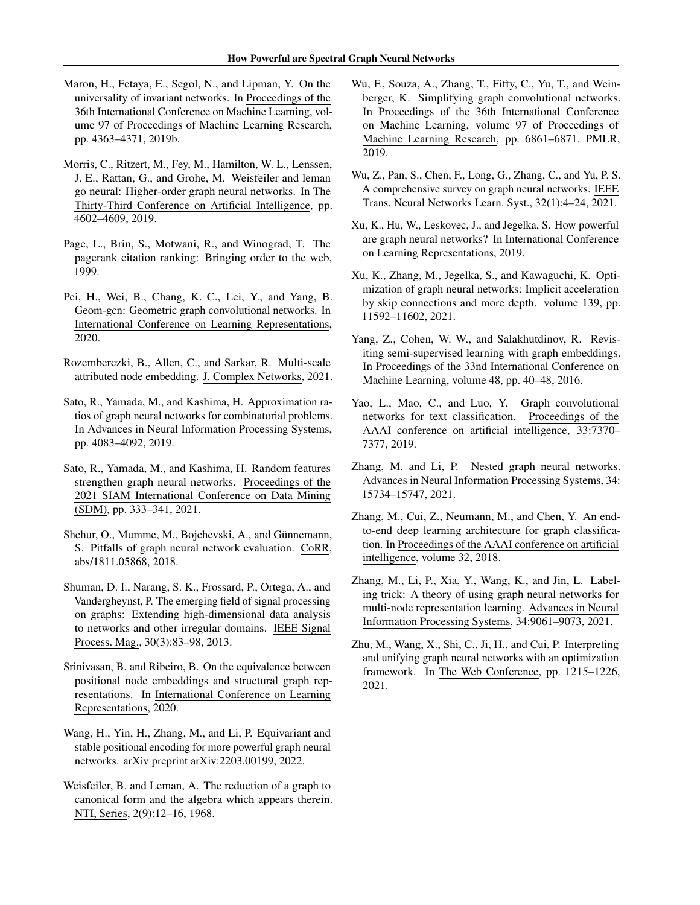Maron, H., Fetaya, E., Segol, N., and Lipman, Y. On the universality of invariant networks. In Proceedings of the 36th International Conference on Machine Learning, volume 97 of Proceedings of Machine Learning Research, pp. 4363–4371, 2019b.

Morris, C., Ritzert, M., Fey, M., Hamilton, W. L., Lenssen, J. E., Rattan, G., and Grohe, M. Weisfeiler and leman go neural: Higher-order graph neural networks. In The Thirty-Third Conference on Artificial Intelligence, pp. 4602–4609, 2019.

Page, L., Brin, S., Motwani, R., and Winograd, T. The pagerank citation ranking: Bringing order to the web, 1999.

Pei, H., Wei, B., Chang, K. C., Lei, Y., and Yang, B. Geom-gcn: Geometric graph convolutional networks. In International Conference on Learning Representations, 2020.

Rozemberczki, B., Allen, C., and Sarkar, R. Multi-scale attributed node embedding. J. Complex Networks, 2021.

Sato, R., Yamada, M., and Kashima, H. Approximation ratios of graph neural networks for combinatorial problems. In Advances in Neural Information Processing Systems, pp. 4083–4092, 2019.

Sato, R., Yamada, M., and Kashima, H. Random features strengthen graph neural networks. Proceedings of the 2021 SIAM International Conference on Data Mining (SDM), pp. 333–341, 2021.

Shchur, O., Mumme, M., Bojchevski, A., and Günnemann, S. Pitfalls of graph neural network evaluation. CoRR, abs/1811.05868, 2018.

Shuman, D. I., Narang, S. K., Frossard, P., Ortega, A., and Vandergheynst, P. The emerging field of signal processing on graphs: Extending high-dimensional data analysis to networks and other irregular domains. IEEE Signal Process. Mag., 30(3):83–98, 2013.

Srinivasan, B. and Ribeiro, B. On the equivalence between positional node embeddings and structural graph representations. In International Conference on Learning Representations, 2020.

Wang, H., Yin, H., Zhang, M., and Li, P. Equivariant and stable positional encoding for more powerful graph neural networks. arXiv preprint arXiv:2203.00199, 2022.

Weisfeiler, B. and Leman, A. The reduction of a graph to canonical form and the algebra which appears therein. NTI, Series, 2(9):12–16, 1968.

Wu, F., Souza, A., Zhang, T., Fifty, C., Yu, T., and Weinberger, K. Simplifying graph convolutional networks. In Proceedings of the 36th International Conference on Machine Learning, volume 97 of Proceedings of Machine Learning Research, pp. 6861–6871. PMLR, 2019.

Wu, Z., Pan, S., Chen, F., Long, G., Zhang, C., and Yu, P. S. A comprehensive survey on graph neural networks. IEEE Trans. Neural Networks Learn. Syst., 32(1):4–24, 2021.

Xu, K., Hu, W., Leskovec, J., and Jegelka, S. How powerful are graph neural networks? In International Conference on Learning Representations, 2019.

Xu, K., Zhang, M., Jegelka, S., and Kawaguchi, K. Optimization of graph neural networks: Implicit acceleration by skip connections and more depth. volume 139, pp. 11592–11602, 2021.

Yang, Z., Cohen, W. W., and Salakhutdinov, R. Revisiting semi-supervised learning with graph embeddings. In Proceedings of the 33nd International Conference on Machine Learning, volume 48, pp. 40–48, 2016.

Yao, L., Mao, C., and Luo, Y. Graph convolutional networks for text classification. Proceedings of the AAAI conference on artificial intelligence, 33:7370–7377, 2019.

Zhang, M. and Li, P. Nested graph neural networks. Advances in Neural Information Processing Systems, 34: 15734–15747, 2021.

Zhang, M., Cui, Z., Neumann, M., and Chen, Y. An end-to-end deep learning architecture for graph classification. In Proceedings of the AAAI conference on artificial intelligence, volume 32, 2018.

Zhang, M., Li, P., Xia, Y., Wang, K., and Jin, L. Labeling trick: A theory of using graph neural networks for multi-node representation learning. Advances in Neural Information Processing Systems, 34:9061–9073, 2021.

Zhu, M., Wang, X., Shi, C., Ji, H., and Cui, P. Interpreting and unifying graph neural networks with an optimization framework. In The Web Conference, pp. 1215–1226, 2021.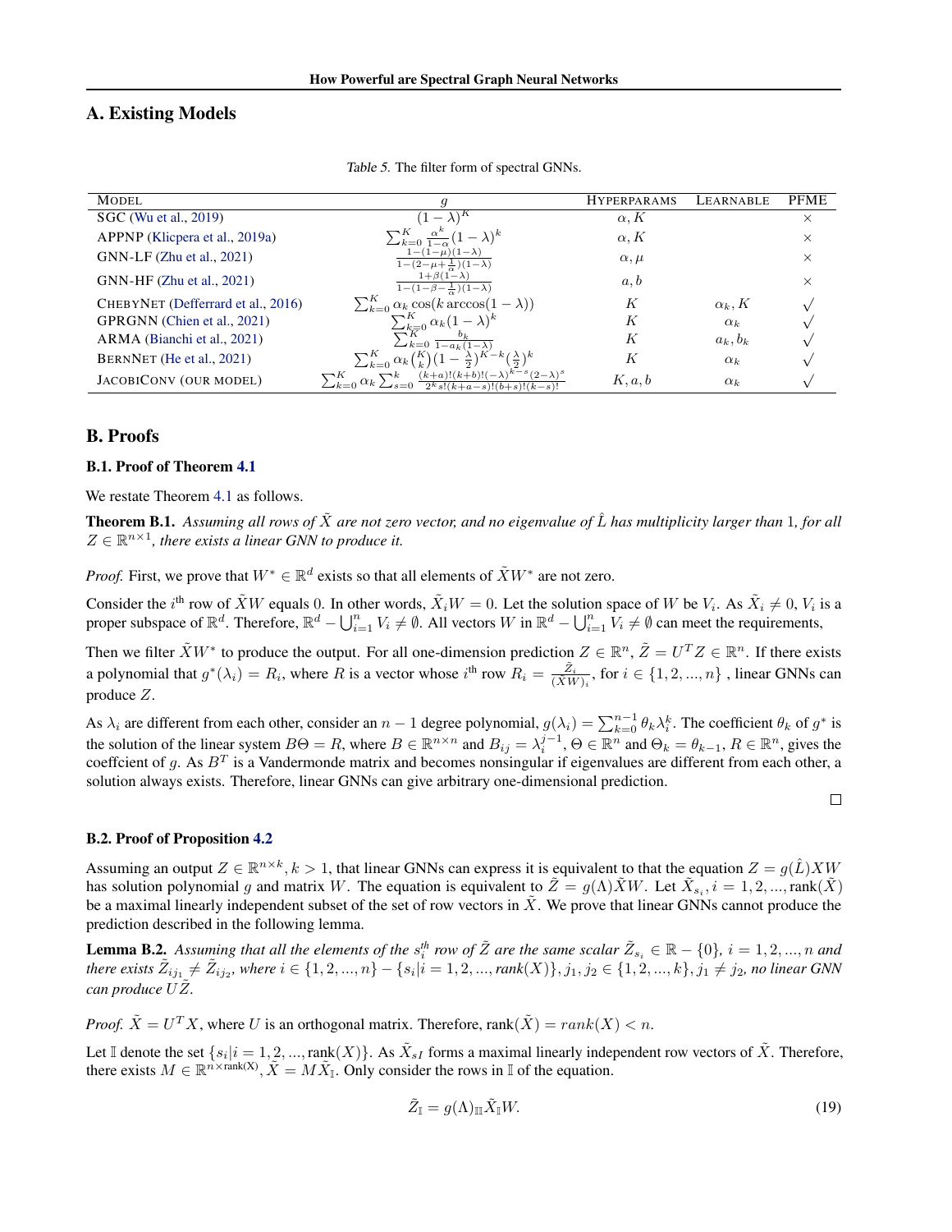## A. Existing Models

Table 5. The filter form of spectral GNNs.

| MODEL | $g$ | HYPERPARAMS | LEARNABLE | PFME |
|---|---|---|---|---|
| SGC (Wu et al., 2019) | $(1-\lambda)^K$ | $\alpha, K$ | | $\times$ |
| APPNP (Klicpera et al., 2019a) | $\sum_{k=0}^{K} \frac{\alpha^k}{1-\alpha}(1-\lambda)^k$ | $\alpha, K$ | | $\times$ |
| GNN-LF (Zhu et al., 2021) | $\frac{1-(1-\mu)(1-\lambda)}{1-(2-\mu+\frac{1}{\alpha})(1-\lambda)}$ | $\alpha, \mu$ | | $\times$ |
| GNN-HF (Zhu et al., 2021) | $\frac{1+\beta(1-\lambda)}{1-(1-\beta-\frac{1}{\alpha})(1-\lambda)}$ | $a, b$ | | $\times$ |
| CHEBYNET (Defferrard et al., 2016) | $\sum_{k=0}^{K} \alpha_k \cos(k \arccos(1-\lambda))$ | $K$ | $\alpha_k, K$ | $\surd$ |
| GPRGNN (Chien et al., 2021) | $\sum_{k=0}^{K} \alpha_k (1-\lambda)^k$ | $K$ | $\alpha_k$ | $\surd$ |
| ARMA (Bianchi et al., 2021) | $\sum_{k=0}^{K} \frac{b_k}{1-a_k(1-\lambda)}$ | $K$ | $a_k, b_k$ | $\surd$ |
| BERNNET (He et al., 2021) | $\sum_{k=0}^{K} \alpha_k \binom{K}{k}(1-\frac{\lambda}{2})^{K-k}(\frac{\lambda}{2})^k$ | $K$ | $\alpha_k$ | $\surd$ |
| JACOBICONV (OUR MODEL) | $\sum_{k=0}^{K} \alpha_k \sum_{s=0}^{k} \frac{(k+a)!(k+b)!(-\lambda)^{k-s}(2-\lambda)^s}{2^k s!(k+a-s)!(b+s)!(k-s)!}$ | $K, a, b$ | $\alpha_k$ | $\surd$ |

## B. Proofs

### B.1. Proof of Theorem 4.1

We restate Theorem 4.1 as follows.

**Theorem B.1.** *Assuming all rows of $\tilde{X}$ are not zero vector, and no eigenvalue of $\hat{L}$ has multiplicity larger than 1, for all $Z \in \mathbb{R}^{n\times 1}$, there exists a linear GNN to produce it.*

*Proof.* First, we prove that $W^* \in \mathbb{R}^d$ exists so that all elements of $\tilde{X}W^*$ are not zero.

Consider the $i^{\text{th}}$ row of $\tilde{X}W$ equals 0. In other words, $\tilde{X}_i W = 0$. Let the solution space of $W$ be $V_i$. As $\tilde{X}_i \neq 0$, $V_i$ is a proper subspace of $\mathbb{R}^d$. Therefore, $\mathbb{R}^d - \bigcup_{i=1}^{n} V_i \neq \emptyset$. All vectors $W$ in $\mathbb{R}^d - \bigcup_{i=1}^{n} V_i \neq \emptyset$ can meet the requirements,

Then we filter $\tilde{X}W^*$ to produce the output. For all one-dimension prediction $Z \in \mathbb{R}^n$, $\tilde{Z} = U^T Z \in \mathbb{R}^n$. If there exists a polynomial that $g^*(\lambda_i) = R_i$, where $R$ is a vector whose $i^{\text{th}}$ row $R_i = \frac{\tilde{Z}_i}{(\tilde{X}W)_i}$, for $i \in \{1, 2, ..., n\}$ , linear GNNs can produce $Z$.

As $\lambda_i$ are different from each other, consider an $n-1$ degree polynomial, $g(\lambda_i) = \sum_{k=0}^{n-1} \theta_k \lambda_i^k$. The coefficient $\theta_k$ of $g^*$ is the solution of the linear system $B\Theta = R$, where $B \in \mathbb{R}^{n\times n}$ and $B_{ij} = \lambda_i^{j-1}$, $\Theta \in \mathbb{R}^n$ and $\Theta_k = \theta_{k-1}$, $R \in \mathbb{R}^n$, gives the coeffcient of $g$. As $B^T$ is a Vandermonde matrix and becomes nonsingular if eigenvalues are different from each other, a solution always exists. Therefore, linear GNNs can give arbitrary one-dimensional prediction. □

### B.2. Proof of Proposition 4.2

Assuming an output $Z \in \mathbb{R}^{n\times k}, k > 1$, that linear GNNs can express it is equivalent to that the equation $Z = g(\hat{L})XW$ has solution polynomial $g$ and matrix $W$. The equation is equivalent to $\tilde{Z} = g(\Lambda)\tilde{X}W$. Let $\tilde{X}_{s_i}, i = 1, 2, ..., \text{rank}(\tilde{X})$ be a maximal linearly independent subset of the set of row vectors in $\tilde{X}$. We prove that linear GNNs cannot produce the prediction described in the following lemma.

**Lemma B.2.** *Assuming that all the elements of the $s_i^{th}$ row of $\tilde{Z}$ are the same scalar $\tilde{Z}_{s_i} \in \mathbb{R} - \{0\}$, $i = 1, 2, ..., n$ and there exists $\tilde{Z}_{ij_1} \neq \tilde{Z}_{ij_2}$, where $i \in \{1, 2, ..., n\} - \{s_i | i = 1, 2, ..., \text{rank}(X)\}$, $j_1, j_2 \in \{1, 2, ..., k\}$, $j_1 \neq j_2$, no linear GNN can produce $U\tilde{Z}$.*

*Proof.* $\tilde{X} = U^T X$, where $U$ is an orthogonal matrix. Therefore, $\text{rank}(\tilde{X}) = rank(X) < n$.

Let $\mathbb{I}$ denote the set $\{s_i | i = 1, 2, ..., \text{rank}(X)\}$. As $\tilde{X}_{s\mathbb{I}}$ forms a maximal linearly independent row vectors of $\tilde{X}$. Therefore, there exists $M \in \mathbb{R}^{n\times \text{rank(X)}}$, $\tilde{X} = M\tilde{X}_{\mathbb{I}}$. Only consider the rows in $\mathbb{I}$ of the equation.

$$\tilde{Z}_{\mathbb{I}} = g(\Lambda)_{\mathbb{I}\mathbb{I}} \tilde{X}_{\mathbb{I}} W. \tag{19}$$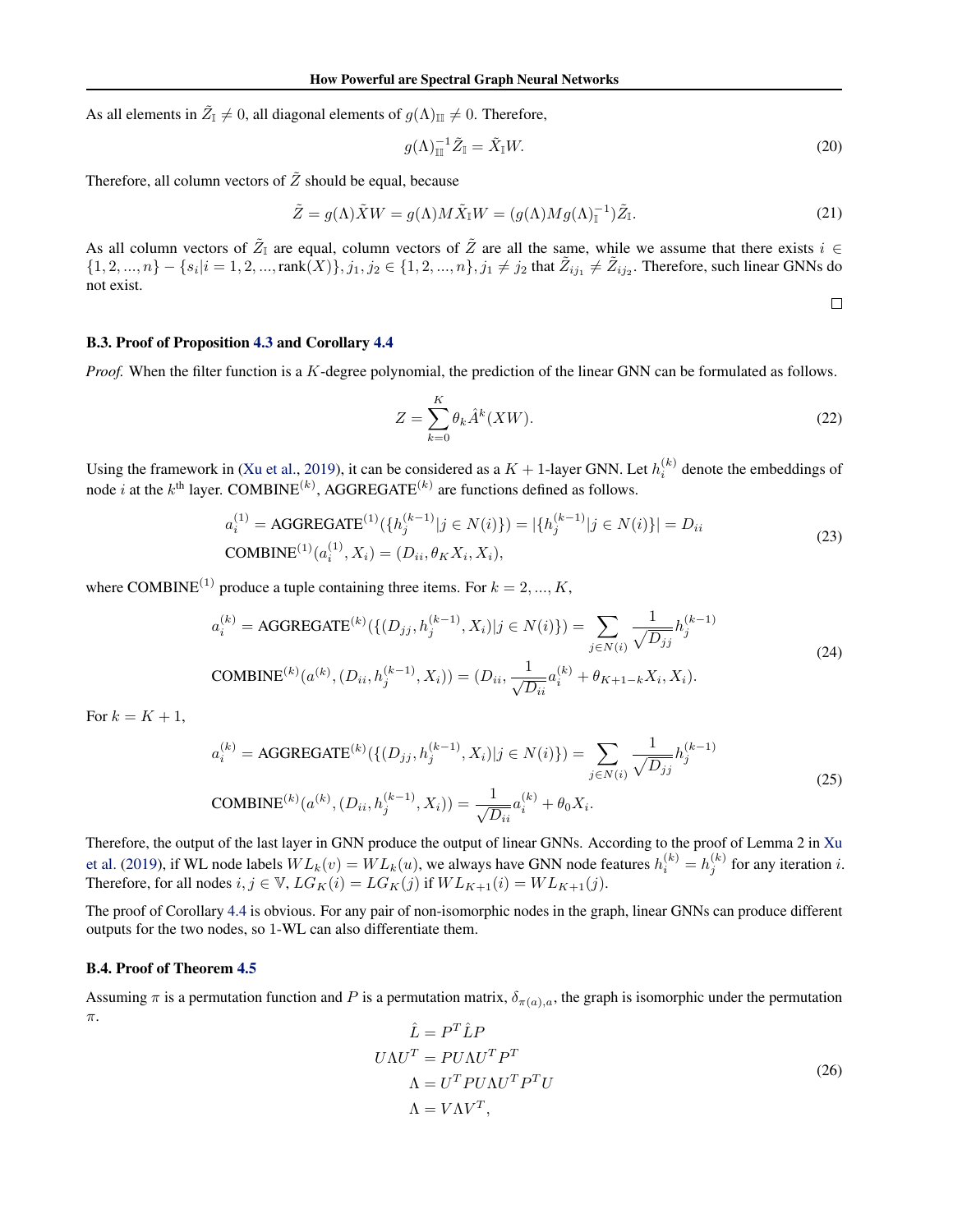As all elements in $\tilde{Z}_{\mathbb{I}} \neq 0$, all diagonal elements of $g(\Lambda)_{\mathbb{I}\mathbb{I}} \neq 0$. Therefore,

$$g(\Lambda)_{\mathbb{I}\mathbb{I}}^{-1} \tilde{Z}_{\mathbb{I}} = \tilde{X}_{\mathbb{I}} W. \tag{20}$$

Therefore, all column vectors of $\tilde{Z}$ should be equal, because

$$\tilde{Z} = g(\Lambda)\tilde{X}W = g(\Lambda)M\tilde{X}_{\mathbb{I}}W = (g(\Lambda)Mg(\Lambda)_{\mathbb{I}}^{-1})\tilde{Z}_{\mathbb{I}}. \tag{21}$$

As all column vectors of $\tilde{Z}_{\mathbb{I}}$ are equal, column vectors of $\tilde{Z}$ are all the same, while we assume that there exists $i \in \{1, 2, ..., n\} - \{s_i | i = 1, 2, ..., \text{rank}(X)\}, j_1, j_2 \in \{1, 2, ..., n\}, j_1 \neq j_2$ that $\tilde{Z}_{ij_1} \neq \tilde{Z}_{ij_2}$. Therefore, such linear GNNs do not exist.

□

### B.3. Proof of Proposition 4.3 and Corollary 4.4

*Proof.* When the filter function is a $K$-degree polynomial, the prediction of the linear GNN can be formulated as follows.

$$Z = \sum_{k=0}^{K} \theta_k \hat{A}^k (XW). \tag{22}$$

Using the framework in (Xu et al., 2019), it can be considered as a $K+1$-layer GNN. Let $h_i^{(k)}$ denote the embeddings of node $i$ at the $k^{\text{th}}$ layer. COMBINE$^{(k)}$, AGGREGATE$^{(k)}$ are functions defined as follows.

$$\begin{aligned} a_i^{(1)} &= \text{AGGREGATE}^{(1)}(\{h_j^{(k-1)} | j \in N(i)\}) = |\{h_j^{(k-1)} | j \in N(i)\}| = D_{ii} \\ \text{COMBINE}^{(1)}&(a_i^{(1)}, X_i) = (D_{ii}, \theta_K X_i, X_i), \end{aligned} \tag{23}$$

where COMBINE$^{(1)}$ produce a tuple containing three items. For $k = 2, ..., K$,

$$\begin{aligned} a_i^{(k)} &= \text{AGGREGATE}^{(k)}(\{(D_{jj}, h_j^{(k-1)}, X_i) | j \in N(i)\}) = \sum_{j \in N(i)} \frac{1}{\sqrt{D_{jj}}} h_j^{(k-1)} \\ \text{COMBINE}^{(k)}&(a^{(k)}, (D_{ii}, h_j^{(k-1)}, X_i)) = (D_{ii}, \frac{1}{\sqrt{D_{ii}}} a_i^{(k)} + \theta_{K+1-k} X_i, X_i). \end{aligned} \tag{24}$$

For $k = K+1$,

$$\begin{aligned} a_i^{(k)} &= \text{AGGREGATE}^{(k)}(\{(D_{jj}, h_j^{(k-1)}, X_i) | j \in N(i)\}) = \sum_{j \in N(i)} \frac{1}{\sqrt{D_{jj}}} h_j^{(k-1)} \\ \text{COMBINE}^{(k)}&(a^{(k)}, (D_{ii}, h_j^{(k-1)}, X_i)) = \frac{1}{\sqrt{D_{ii}}} a_i^{(k)} + \theta_0 X_i. \end{aligned} \tag{25}$$

Therefore, the output of the last layer in GNN produce the output of linear GNNs. According to the proof of Lemma 2 in Xu et al. (2019), if WL node labels $WL_k(v) = WL_k(u)$, we always have GNN node features $h_i^{(k)} = h_j^{(k)}$ for any iteration $i$. Therefore, for all nodes $i, j \in \mathbb{V}$, $LG_K(i) = LG_K(j)$ if $WL_{K+1}(i) = WL_{K+1}(j)$.

The proof of Corollary 4.4 is obvious. For any pair of non-isomorphic nodes in the graph, linear GNNs can produce different outputs for the two nodes, so 1-WL can also differentiate them.

### B.4. Proof of Theorem 4.5

Assuming $\pi$ is a permutation function and $P$ is a permutation matrix, $\delta_{\pi(a),a}$, the graph is isomorphic under the permutation $\pi$.

$$\begin{aligned} \hat{L} &= P^T \hat{L} P \\ U \Lambda U^T &= P U \Lambda U^T P^T \\ \Lambda &= U^T P U \Lambda U^T P^T U \\ \Lambda &= V \Lambda V^T, \end{aligned} \tag{26}$$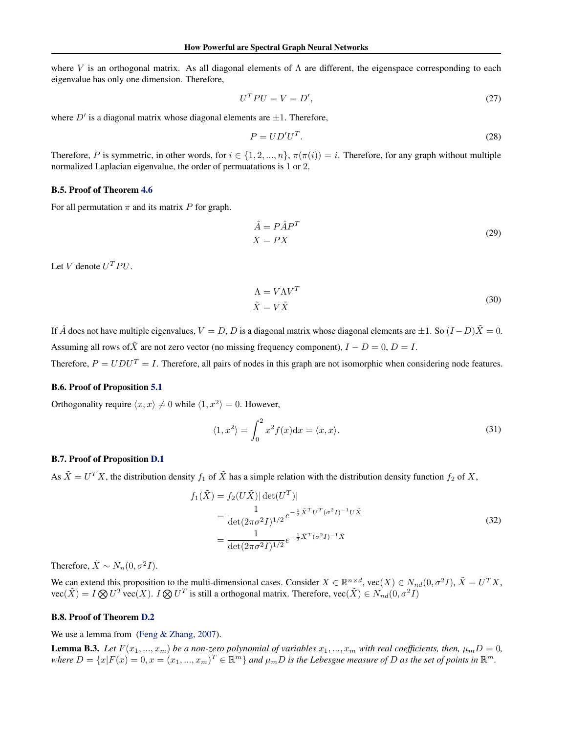where $V$ is an orthogonal matrix. As all diagonal elements of $\Lambda$ are different, the eigenspace corresponding to each eigenvalue has only one dimension. Therefore,

$$U^T P U = V = D', \tag{27}$$

where $D'$ is a diagonal matrix whose diagonal elements are $\pm 1$. Therefore,

$$P = U D' U^T. \tag{28}$$

Therefore, $P$ is symmetric, in other words, for $i \in \{1, 2, ..., n\}$, $\pi(\pi(i)) = i$. Therefore, for any graph without multiple normalized Laplacian eigenvalue, the order of permuatations is 1 or 2.

### B.5. Proof of Theorem 4.6

For all permutation $\pi$ and its matrix $P$ for graph.

$$\begin{aligned} \hat{A} &= P \hat{A} P^T \\ X &= P X \end{aligned} \tag{29}$$

Let $V$ denote $U^T P U$.

$$\begin{aligned} \Lambda &= V \Lambda V^T \\ \tilde{X} &= V \tilde{X} \end{aligned} \tag{30}$$

If $\hat{A}$ does not have multiple eigenvalues, $V = D$, $D$ is a diagonal matrix whose diagonal elements are $\pm 1$. So $(I - D)\tilde{X} = 0$. Assuming all rows of $\tilde{X}$ are not zero vector (no missing frequency component), $I - D = 0$, $D = I$.

Therefore, $P = U D U^T = I$. Therefore, all pairs of nodes in this graph are not isomorphic when considering node features.

### B.6. Proof of Proposition 5.1

Orthogonality require $\langle x, x \rangle \neq 0$ while $\langle 1, x^2 \rangle = 0$. However,

$$\langle 1, x^2 \rangle = \int_0^2 x^2 f(x) \mathrm{d}x = \langle x, x \rangle. \tag{31}$$

### B.7. Proof of Proposition D.1

As $\tilde{X} = U^T X$, the distribution density $f_1$ of $\tilde{X}$ has a simple relation with the distribution density function $f_2$ of $X$,

$$\begin{aligned} f_1(\tilde{X}) &= f_2(U\tilde{X}) |\det(U^T)| \\ &= \frac{1}{\det(2\pi\sigma^2 I)^{1/2}} e^{-\frac{1}{2}\tilde{X}^T U^T (\sigma^2 I)^{-1} U \tilde{X}} \\ &= \frac{1}{\det(2\pi\sigma^2 I)^{1/2}} e^{-\frac{1}{2}\tilde{X}^T (\sigma^2 I)^{-1} \tilde{X}} \end{aligned} \tag{32}$$

Therefore, $\tilde{X} \sim N_n(0, \sigma^2 I)$.

We can extend this proposition to the multi-dimensional cases. Consider $X \in \mathbb{R}^{n \times d}$, $\text{vec}(X) \in N_{nd}(0, \sigma^2 I)$, $\tilde{X} = U^T X$, $\text{vec}(\tilde{X}) = I \bigotimes U^T \text{vec}(X)$. $I \bigotimes U^T$ is still a orthogonal matrix. Therefore, $\text{vec}(\tilde{X}) \in N_{nd}(0, \sigma^2 I)$

### B.8. Proof of Theorem D.2

We use a lemma from (Feng & Zhang, 2007).

**Lemma B.3.** *Let $F(x_1, ..., x_m)$ be a non-zero polynomial of variables $x_1, ..., x_m$ with real coefficients, then, $\mu_m D = 0$, where $D = \{x | F(x) = 0, x = (x_1, ..., x_m)^T \in \mathbb{R}^m\}$ and $\mu_m D$ is the Lebesgue measure of $D$ as the set of points in $\mathbb{R}^m$.*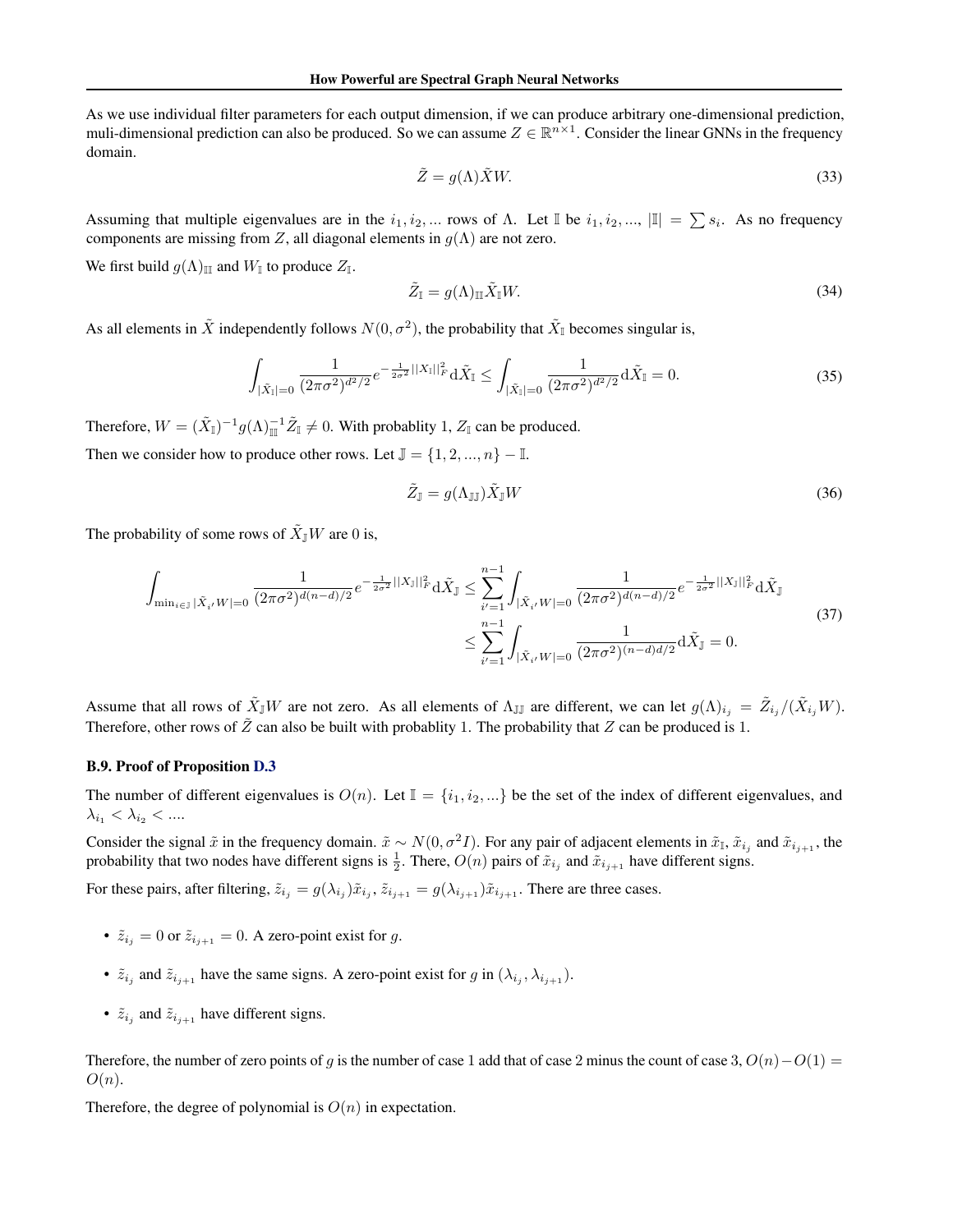As we use individual filter parameters for each output dimension, if we can produce arbitrary one-dimensional prediction, muli-dimensional prediction can also be produced. So we can assume $Z \in \mathbb{R}^{n\times 1}$. Consider the linear GNNs in the frequency domain.

$$\tilde{Z} = g(\Lambda)\tilde{X}W. \tag{33}$$

Assuming that multiple eigenvalues are in the $i_1, i_2, ...$ rows of $\Lambda$. Let $\mathbb{I}$ be $i_1, i_2, ...,$ $|\mathbb{I}| = \sum s_i$. As no frequency components are missing from $Z$, all diagonal elements in $g(\Lambda)$ are not zero.

We first build $g(\Lambda)_{\mathbb{II}}$ and $W_{\mathbb{I}}$ to produce $Z_{\mathbb{I}}$.

$$\tilde{Z}_{\mathbb{I}} = g(\Lambda)_{\mathbb{II}}\tilde{X}_{\mathbb{I}}W. \tag{34}$$

As all elements in $\tilde{X}$ independently follows $N(0, \sigma^2)$, the probability that $\tilde{X}_{\mathbb{I}}$ becomes singular is,

$$\int_{|\tilde{X}_{\mathbb{I}}|=0} \frac{1}{(2\pi\sigma^2)^{d^2/2}} e^{-\frac{1}{2\sigma^2}||X_{\mathbb{I}}||_F^2} \mathrm{d}\tilde{X}_{\mathbb{I}} \leq \int_{|\tilde{X}_{\mathbb{I}}|=0} \frac{1}{(2\pi\sigma^2)^{d^2/2}} \mathrm{d}\tilde{X}_{\mathbb{I}} = 0. \tag{35}$$

Therefore, $W = (\tilde{X}_{\mathbb{I}})^{-1} g(\Lambda)_{\mathbb{II}}^{-1} \tilde{Z}_{\mathbb{I}} \neq 0$. With probablity 1, $Z_{\mathbb{I}}$ can be produced.

Then we consider how to produce other rows. Let $\mathbb{J} = \{1, 2, ..., n\} - \mathbb{I}$.

$$\tilde{Z}_{\mathbb{J}} = g(\Lambda_{\mathbb{JJ}})\tilde{X}_{\mathbb{J}}W \tag{36}$$

The probability of some rows of $\tilde{X}_{\mathbb{J}}W$ are 0 is,

$$\begin{aligned}
\int_{\min_{i\in\mathbb{J}} |\tilde{X}_{i'}W|=0} \frac{1}{(2\pi\sigma^2)^{d(n-d)/2}} e^{-\frac{1}{2\sigma^2}||X_{\mathbb{J}}||_F^2} \mathrm{d}\tilde{X}_{\mathbb{J}} &\leq \sum_{i'=1}^{n-1} \int_{|\tilde{X}_{i'}W|=0} \frac{1}{(2\pi\sigma^2)^{d(n-d)/2}} e^{-\frac{1}{2\sigma^2}||X_{\mathbb{J}}||_F^2} \mathrm{d}\tilde{X}_{\mathbb{J}} \\
&\leq \sum_{i'=1}^{n-1} \int_{|\tilde{X}_{i'}W|=0} \frac{1}{(2\pi\sigma^2)^{(n-d)d/2}} \mathrm{d}\tilde{X}_{\mathbb{J}} = 0.
\end{aligned} \tag{37}$$

Assume that all rows of $\tilde{X}_{\mathbb{J}}W$ are not zero. As all elements of $\Lambda_{\mathbb{JJ}}$ are different, we can let $g(\Lambda)_{i_j} = \tilde{Z}_{i_j}/(\tilde{X}_{i_j}W)$. Therefore, other rows of $\tilde{Z}$ can also be built with probablity 1. The probability that $Z$ can be produced is 1.

### B.9. Proof of Proposition D.3

The number of different eigenvalues is $O(n)$. Let $\mathbb{I} = \{i_1, i_2, ...\}$ be the set of the index of different eigenvalues, and $\lambda_{i_1} < \lambda_{i_2} < ....$

Consider the signal $\tilde{x}$ in the frequency domain. $\tilde{x} \sim N(0, \sigma^2 I)$. For any pair of adjacent elements in $\tilde{x}_{\mathbb{I}}$, $\tilde{x}_{i_j}$ and $\tilde{x}_{i_{j+1}}$, the probability that two nodes have different signs is $\frac{1}{2}$. There, $O(n)$ pairs of $\tilde{x}_{i_j}$ and $\tilde{x}_{i_{j+1}}$ have different signs.

For these pairs, after filtering, $\tilde{z}_{i_j} = g(\lambda_{i_j})\tilde{x}_{i_j}$, $\tilde{z}_{i_{j+1}} = g(\lambda_{i_{j+1}})\tilde{x}_{i_{j+1}}$. There are three cases.

- $\tilde{z}_{i_j} = 0$ or $\tilde{z}_{i_{j+1}} = 0$. A zero-point exist for $g$.
- $\tilde{z}_{i_j}$ and $\tilde{z}_{i_{j+1}}$ have the same signs. A zero-point exist for $g$ in $(\lambda_{i_j}, \lambda_{i_{j+1}})$.
- $\tilde{z}_{i_j}$ and $\tilde{z}_{i_{j+1}}$ have different signs.

Therefore, the number of filter zero points of $g$ is the number of case 1 add that of case 2 minus the count of case 3, $O(n) - O(1) = O(n)$.

Therefore, the degree of polynomial is $O(n)$ in expectation.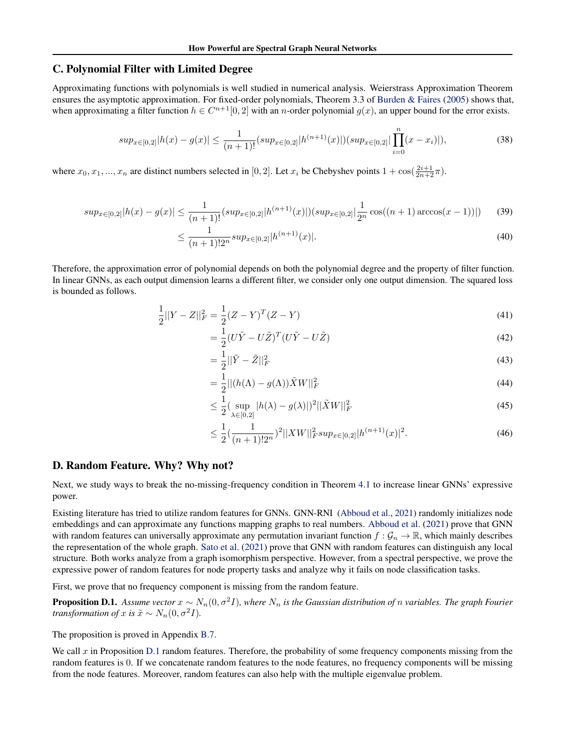## C. Polynomial Filter with Limited Degree

Approximating functions with polynomials is well studied in numerical analysis. Weierstrass Approximation Theorem ensures the asymptotic approximation. For fixed-order polynomials, Theorem 3.3 of Burden & Faires (2005) shows that, when approximating a filter function $h \in C^{n+1}[0,2]$ with an $n$-order polynomial $g(x)$, an upper bound for the error exists.

$$sup_{x\in[0,2]}|h(x) - g(x)| \leq \frac{1}{(n+1)!}(sup_{x\in[0,2]}|h^{(n+1)}(x)|)(sup_{x\in[0,2]}|\prod_{i=0}^{n}(x - x_i)|), \tag{38}$$

where $x_0, x_1, ..., x_n$ are distinct numbers selected in $[0,2]$. Let $x_i$ be Chebyshev points $1 + \cos(\frac{2i+1}{2n+2}\pi)$.

$$sup_{x\in[0,2]}|h(x) - g(x)| \leq \frac{1}{(n+1)!}(sup_{x\in[0,2]}|h^{(n+1)}(x)|)(sup_{x\in[0,2]}|\frac{1}{2^n}\cos((n+1)\arccos(x-1))|) \tag{39}$$

$$\leq \frac{1}{(n+1)!2^n}sup_{x\in[0,2]}|h^{(n+1)}(x)|. \tag{40}$$

Therefore, the approximation error of polynomial depends on both the polynomial degree and the property of filter function. In linear GNNs, as each output dimension learns a different filter, we consider only one output dimension. The squared loss is bounded as follows.

$$\frac{1}{2}||Y - Z||_F^2 = \frac{1}{2}(Z - Y)^T(Z - Y) \tag{41}$$

$$= \frac{1}{2}(U\tilde{Y} - U\tilde{Z})^T(U\tilde{Y} - U\tilde{Z}) \tag{42}$$

$$= \frac{1}{2}||\tilde{Y} - \tilde{Z}||_F^2 \tag{43}$$

$$= \frac{1}{2}||(h(\Lambda) - g(\Lambda))\tilde{X}W||_F^2 \tag{44}$$

$$\leq \frac{1}{2}(\sup_{\lambda\in[0,2]}|h(\lambda) - g(\lambda)|)^2||\tilde{X}W||_F^2 \tag{45}$$

$$\leq \frac{1}{2}(\frac{1}{(n+1)!2^n})^2||XW||_F^2 sup_{x\in[0,2]}|h^{(n+1)}(x)|^2. \tag{46}$$

## D. Random Feature. Why? Why not?

Next, we study ways to break the no-missing-frequency condition in Theorem 4.1 to increase linear GNNs' expressive power.

Existing literature has tried to utilize random features for GNNs. GNN-RNI (Abboud et al., 2021) randomly initializes node embeddings and can approximate any functions mapping graphs to real numbers. Abboud et al. (2021) prove that GNN with random features can universally approximate any permutation invariant function $f : \mathcal{G}_n \to \mathbb{R}$, which mainly describes the representation of the whole graph. Sato et al. (2021) prove that GNN with random features can distinguish any local structure. Both works analyze from a graph isomorphism perspective. However, from a spectral perspective, we prove the expressive power of random features for node property tasks and analyze why it fails on node classification tasks.

First, we prove that no frequency component is missing from the random feature.

**Proposition D.1.** *Assume vector $x \sim N_n(0, \sigma^2 I)$, where $N_n$ is the Gaussian distribution of $n$ variables. The graph Fourier transformation of $x$ is $\tilde{x} \sim N_n(0, \sigma^2 I)$.*

The proposition is proved in Appendix B.7.

We call $x$ in Proposition D.1 random features. Therefore, the probability of some frequency components missing from the random features is 0. If we concatenate random features to the node features, no frequency components will be missing from the node features. Moreover, random features can also help with the multiple eigenvalue problem.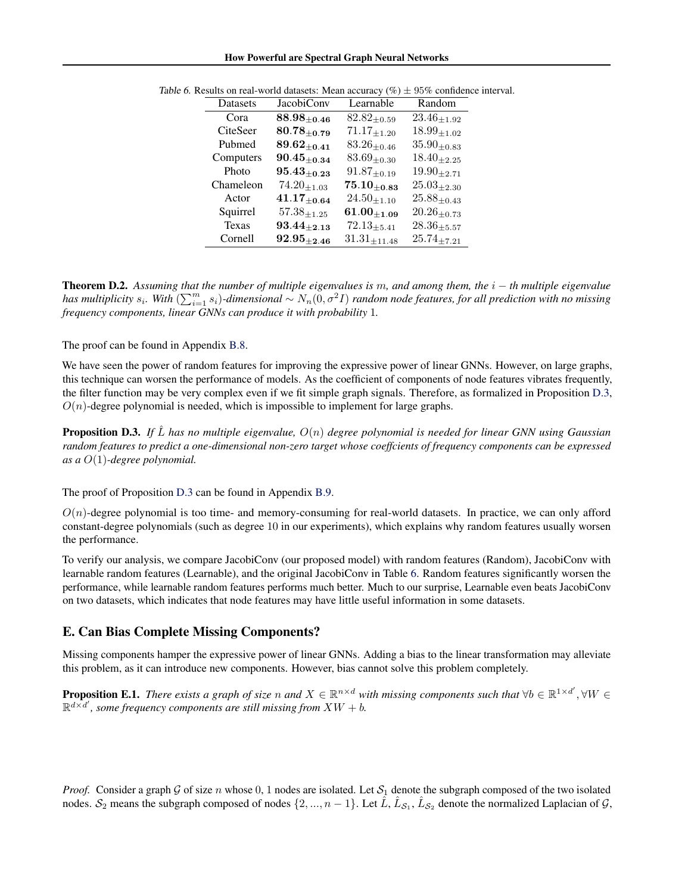Table 6. Results on real-world datasets: Mean accuracy (%) $\pm$ 95% confidence interval.

| Datasets | JacobiConv | Learnable | Random |
|---|---|---|---|
| Cora | $\mathbf{88.98}_{\pm 0.46}$ | $82.82_{\pm 0.59}$ | $23.46_{\pm 1.92}$ |
| CiteSeer | $\mathbf{80.78}_{\pm 0.79}$ | $71.17_{\pm 1.20}$ | $18.99_{\pm 1.02}$ |
| Pubmed | $\mathbf{89.62}_{\pm 0.41}$ | $83.26_{\pm 0.46}$ | $35.90_{\pm 0.83}$ |
| Computers | $\mathbf{90.45}_{\pm 0.34}$ | $83.69_{\pm 0.30}$ | $18.40_{\pm 2.25}$ |
| Photo | $\mathbf{95.43}_{\pm 0.23}$ | $91.87_{\pm 0.19}$ | $19.90_{\pm 2.71}$ |
| Chameleon | $74.20_{\pm 1.03}$ | $\mathbf{75.10}_{\pm 0.83}$ | $25.03_{\pm 2.30}$ |
| Actor | $\mathbf{41.17}_{\pm 0.64}$ | $24.50_{\pm 1.10}$ | $25.88_{\pm 0.43}$ |
| Squirrel | $57.38_{\pm 1.25}$ | $\mathbf{61.00}_{\pm 1.09}$ | $20.26_{\pm 0.73}$ |
| Texas | $\mathbf{93.44}_{\pm 2.13}$ | $72.13_{\pm 5.41}$ | $28.36_{\pm 5.57}$ |
| Cornell | $\mathbf{92.95}_{\pm 2.46}$ | $31.31_{\pm 11.48}$ | $25.74_{\pm 7.21}$ |

**Theorem D.2.** *Assuming that the number of multiple eigenvalues is $m$, and among them, the $i-th$ multiple eigenvalue has multiplicity $s_i$. With $(\sum_{i=1}^{m} s_i)$-dimensional $\sim N_n(0, \sigma^2 I)$ random node features, for all prediction with no missing frequency components, linear GNNs can produce it with probability 1.*

The proof can be found in Appendix B.8.

We have seen the power of random features for improving the expressive power of linear GNNs. However, on large graphs, this technique can worsen the performance of models. As the coefficient of components of node features vibrates frequently, the filter function may be very complex even if we fit simple graph signals. Therefore, as formalized in Proposition D.3, $O(n)$-degree polynomial is needed, which is impossible to implement for large graphs.

**Proposition D.3.** *If $\hat{L}$ has no multiple eigenvalue, $O(n)$ degree polynomial is needed for linear GNN using Gaussian random features to predict a one-dimensional non-zero target whose coeffcients of frequency components can be expressed as a $O(1)$-degree polynomial.*

The proof of Proposition D.3 can be found in Appendix B.9.

$O(n)$-degree polynomial is too time- and memory-consuming for real-world datasets. In practice, we can only afford constant-degree polynomials (such as degree 10 in our experiments), which explains why random features usually worsen the performance.

To verify our analysis, we compare JacobiConv (our proposed model) with random features (Random), JacobiConv with learnable random features (Learnable), and the original JacobiConv in Table 6. Random features significantly worsen the performance, while learnable random features performs much better. Much to our surprise, Learnable even beats JacobiConv on two datasets, which indicates that node features may have little useful information in some datasets.

## E. Can Bias Complete Missing Components?

Missing components hamper the expressive power of linear GNNs. Adding a bias to the linear transformation may alleviate this problem, as it can introduce new components. However, bias cannot solve this problem completely.

**Proposition E.1.** *There exists a graph of size $n$ and $X \in \mathbb{R}^{n\times d}$ with missing components such that $\forall b \in \mathbb{R}^{1\times d'}, \forall W \in \mathbb{R}^{d\times d'}$, some frequency components are still missing from $XW + b$.*

*Proof.* Consider a graph $\mathcal{G}$ of size $n$ whose $0, 1$ nodes are isolated. Let $\mathcal{S}_1$ denote the subgraph composed of the two isolated nodes. $\mathcal{S}_2$ means the subgraph composed of nodes $\{2, ..., n-1\}$. Let $\hat{L}$, $\hat{L}_{\mathcal{S}_1}$, $\hat{L}_{\mathcal{S}_2}$ denote the normalized Laplacian of $\mathcal{G}$,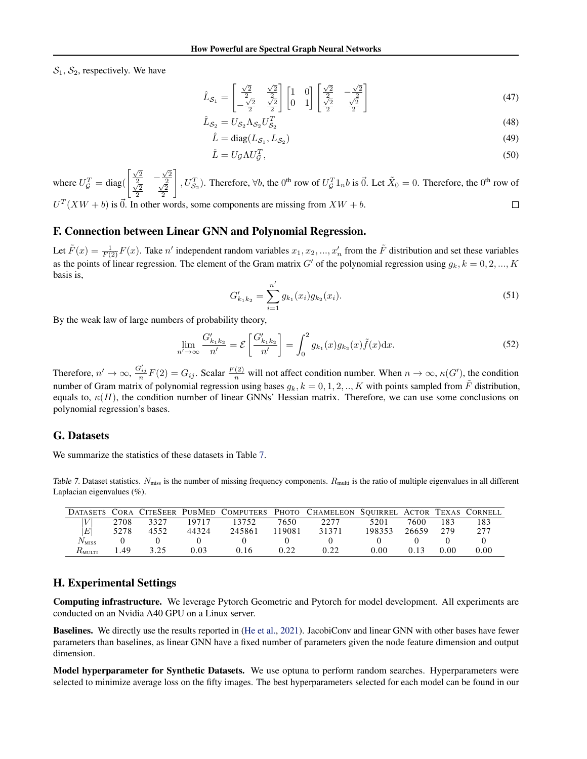$\mathcal{S}_1$, $\mathcal{S}_2$, respectively. We have

$$\hat{L}_{\mathcal{S}_1} = \begin{bmatrix} \frac{\sqrt{2}}{2} & \frac{\sqrt{2}}{2} \\ -\frac{\sqrt{2}}{2} & \frac{\sqrt{2}}{2} \end{bmatrix} \begin{bmatrix} 1 & 0 \\ 0 & 1 \end{bmatrix} \begin{bmatrix} \frac{\sqrt{2}}{2} & -\frac{\sqrt{2}}{2} \\ \frac{\sqrt{2}}{2} & \frac{\sqrt{2}}{2} \end{bmatrix} \tag{47}$$

$$\hat{L}_{\mathcal{S}_2} = U_{\mathcal{S}_2} \Lambda_{\mathcal{S}_2} U_{\mathcal{S}_2}^T \tag{48}$$

$$\hat{L} = \text{diag}(L_{\mathcal{S}_1}, L_{\mathcal{S}_2}) \tag{49}$$

$$\hat{L} = U_{\mathcal{G}} \Lambda U_{\mathcal{G}}^T, \tag{50}$$

where $U_{\mathcal{G}}^T = \text{diag}(\begin{bmatrix} \frac{\sqrt{2}}{2} & -\frac{\sqrt{2}}{2} \\ \frac{\sqrt{2}}{2} & \frac{\sqrt{2}}{2} \end{bmatrix}, U_{\mathcal{S}_2}^T)$. Therefore, $\forall b$, the $0^{\text{th}}$ row of $U_{\mathcal{G}}^T 1_n b$ is $\vec{0}$. Let $\tilde{X}_0 = 0$. Therefore, the $0^{\text{th}}$ row of $U^T(XW + b)$ is $\vec{0}$. In other words, some components are missing from $XW + b$. □

## F. Connection between Linear GNN and Polynomial Regression.

Let $\tilde{F}(x) = \frac{1}{F(2)} F(x)$. Take $n'$ independent random variables $x_1, x_2, ..., x_n'$ from the $\tilde{F}$ distribution and set these variables as the points of linear regression. The element of the Gram matrix $G'$ of the polynomial regression using $g_k, k = 0, 2, ..., K$ basis is,

$$G'_{k_1 k_2} = \sum_{i=1}^{n'} g_{k_1}(x_i) g_{k_2}(x_i). \tag{51}$$

By the weak law of large numbers of probability theory,

$$\lim_{n' \to \infty} \frac{G'_{k_1 k_2}}{n'} = \mathcal{E}\left[\frac{G'_{k_1 k_2}}{n'}\right] = \int_0^2 g_{k_1}(x) g_{k_2}(x) \tilde{f}(x) \mathrm{d}x. \tag{52}$$

Therefore, $n' \to \infty$, $\frac{G'_{ij}}{n} F(2) = G_{ij}$. Scalar $\frac{F(2)}{n}$ will not affect condition number. When $n \to \infty$, $\kappa(G')$, the condition number of Gram matrix of polynomial regression using bases $g_k, k = 0, 1, 2, .., K$ with points sampled from $\tilde{F}$ distribution, equals to, $\kappa(H)$, the condition number of linear GNNs' Hessian matrix. Therefore, we can use some conclusions on polynomial regression's bases.

## G. Datasets

We summarize the statistics of these datasets in Table 7.

Table 7. Dataset statistics. $N_{\text{miss}}$ is the number of missing frequency components. $R_{\text{multi}}$ is the ratio of multiple eigenvalues in all different Laplacian eigenvalues (%).

| Datasets | Cora | CiteSeer | PubMed | Computers | Photo | Chameleon | Squirrel | Actor | Texas | Cornell |
|---|---|---|---|---|---|---|---|---|---|---|
| $\lvert V\rvert$ | 2708 | 3327 | 19717 | 13752 | 7650 | 2277 | 5201 | 7600 | 183 | 183 |
| $\lvert E\rvert$ | 5278 | 4552 | 44324 | 245861 | 119081 | 31371 | 198353 | 26659 | 279 | 277 |
| $N_{\text{MISS}}$ | 0 | 0 | 0 | 0 | 0 | 0 | 0 | 0 | 0 | 0 |
| $R_{\text{MULTI}}$ | 1.49 | 3.25 | 0.03 | 0.16 | 0.22 | 0.22 | 0.00 | 0.13 | 0.00 | 0.00 |

## H. Experimental Settings

**Computing infrastructure.** We leverage Pytorch Geometric and Pytorch for model development. All experiments are conducted on an Nvidia A40 GPU on a Linux server.

**Baselines.** We directly use the results reported in (He et al., 2021). JacobiConv and linear GNN with other bases have fewer parameters than baselines, as linear GNN have a fixed number of parameters given the node feature dimension and output dimension.

**Model hyperparameter for Synthetic Datasets.** We use optuna to perform random searches. Hyperparameters were selected to minimize average loss on the fifty images. The best hyperparameters selected for each model can be found in our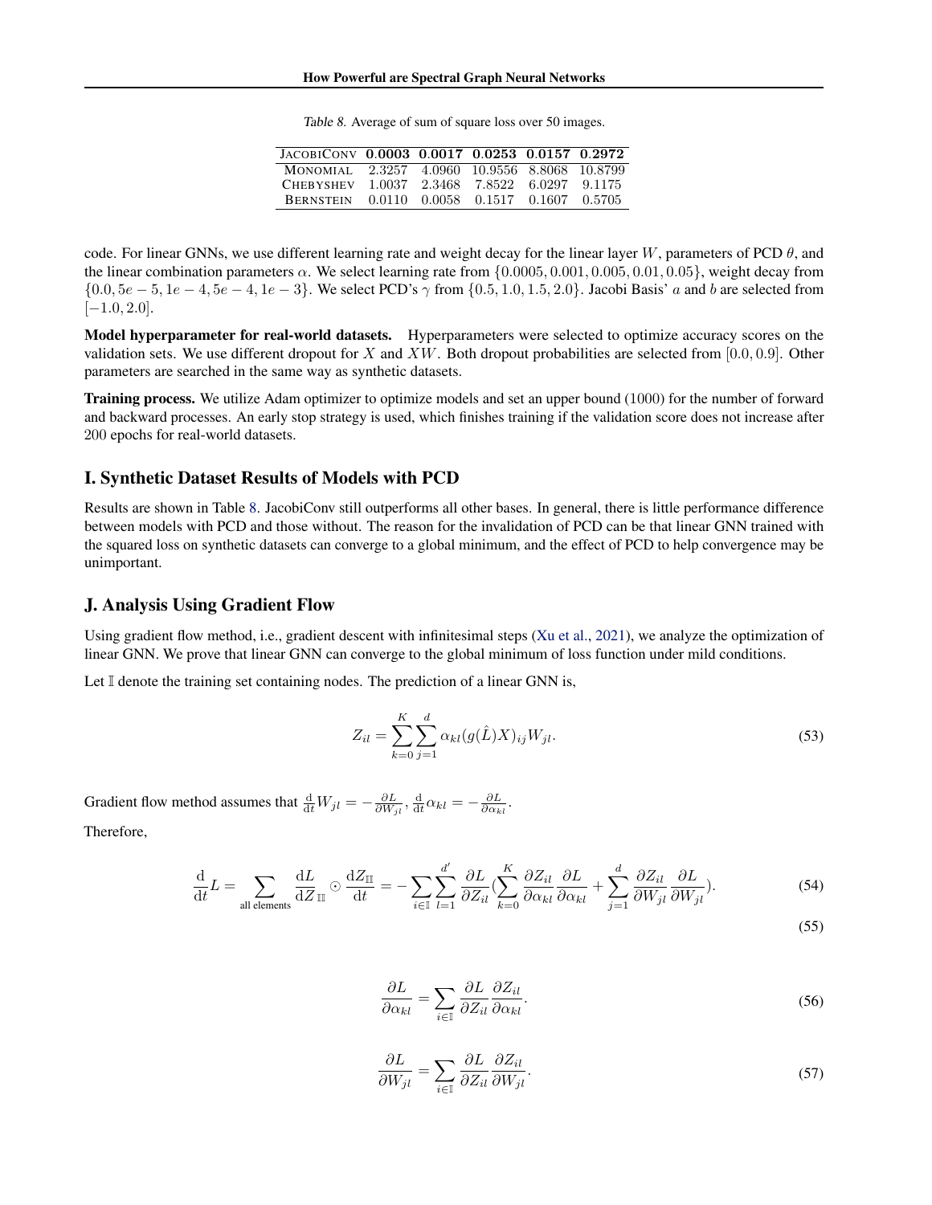Table 8. Average of sum of square loss over 50 images.

| JacobiConv | **0.0003** | **0.0017** | **0.0253** | **0.0157** | **0.2972** |
|---|---|---|---|---|---|
| Monomial | 2.3257 | 4.0960 | 10.9556 | 8.8068 | 10.8799 |
| Chebyshev | 1.0037 | 2.3468 | 7.8522 | 6.0297 | 9.1175 |
| Bernstein | 0.0110 | 0.0058 | 0.1517 | 0.1607 | 0.5705 |

code. For linear GNNs, we use different learning rate and weight decay for the linear layer $W$, parameters of PCD $\theta$, and the linear combination parameters $\alpha$. We select learning rate from $\{0.0005, 0.001, 0.005, 0.01, 0.05\}$, weight decay from $\{0.0, 5e-5, 1e-4, 5e-4, 1e-3\}$. We select PCD's $\gamma$ from $\{0.5, 1.0, 1.5, 2.0\}$. Jacobi Basis' $a$ and $b$ are selected from $[-1.0, 2.0]$.

**Model hyperparameter for real-world datasets.** Hyperparameters were selected to optimize accuracy scores on the validation sets. We use different dropout for $X$ and $XW$. Both dropout probabilities are selected from $[0.0, 0.9]$. Other parameters are searched in the same way as synthetic datasets.

**Training process.** We utilize Adam optimizer to optimize models and set an upper bound (1000) for the number of forward and backward processes. An early stop strategy is used, which finishes training if the validation score does not increase after 200 epochs for real-world datasets.

## I. Synthetic Dataset Results of Models with PCD

Results are shown in Table 8. JacobiConv still outperforms all other bases. In general, there is little performance difference between models with PCD and those without. The reason for the invalidation of PCD can be that linear GNN trained with the squared loss on synthetic datasets can converge to a global minimum, and the effect of PCD to help convergence may be unimportant.

## J. Analysis Using Gradient Flow

Using gradient flow method, i.e., gradient descent with infinitesimal steps (Xu et al., 2021), we analyze the optimization of linear GNN. We prove that linear GNN can converge to the global minimum of loss function under mild conditions.

Let $\mathbb{I}$ denote the training set containing nodes. The prediction of a linear GNN is,

$$Z_{il} = \sum_{k=0}^{K} \sum_{j=1}^{d} \alpha_{kl} (g(\hat{L})X)_{ij} W_{jl}. \tag{53}$$

Gradient flow method assumes that $\frac{\mathrm{d}}{\mathrm{d}t} W_{jl} = -\frac{\partial L}{\partial W_{jl}}$, $\frac{\mathrm{d}}{\mathrm{d}t} \alpha_{kl} = -\frac{\partial L}{\partial \alpha_{kl}}$.

Therefore,

$$\frac{\mathrm{d}}{\mathrm{d}t} L = \sum_{\text{all elements}} \frac{\mathrm{d}L}{\mathrm{d}Z_{\mathbb{I}}} \odot \frac{\mathrm{d}Z_{\mathbb{I}}}{\mathrm{d}t} = -\sum_{i \in \mathbb{I}} \sum_{l=1}^{d'} \frac{\partial L}{\partial Z_{il}} \left( \sum_{k=0}^{K} \frac{\partial Z_{il}}{\partial \alpha_{kl}} \frac{\partial L}{\partial \alpha_{kl}} + \sum_{j=1}^{d} \frac{\partial Z_{il}}{\partial W_{jl}} \frac{\partial L}{\partial W_{jl}} \right). \tag{54}$$

$$\tag{55}$$

$$\frac{\partial L}{\partial \alpha_{kl}} = \sum_{i \in \mathbb{I}} \frac{\partial L}{\partial Z_{il}} \frac{\partial Z_{il}}{\partial \alpha_{kl}}. \tag{56}$$

$$\frac{\partial L}{\partial W_{jl}} = \sum_{i \in \mathbb{I}} \frac{\partial L}{\partial Z_{il}} \frac{\partial Z_{il}}{\partial W_{jl}}. \tag{57}$$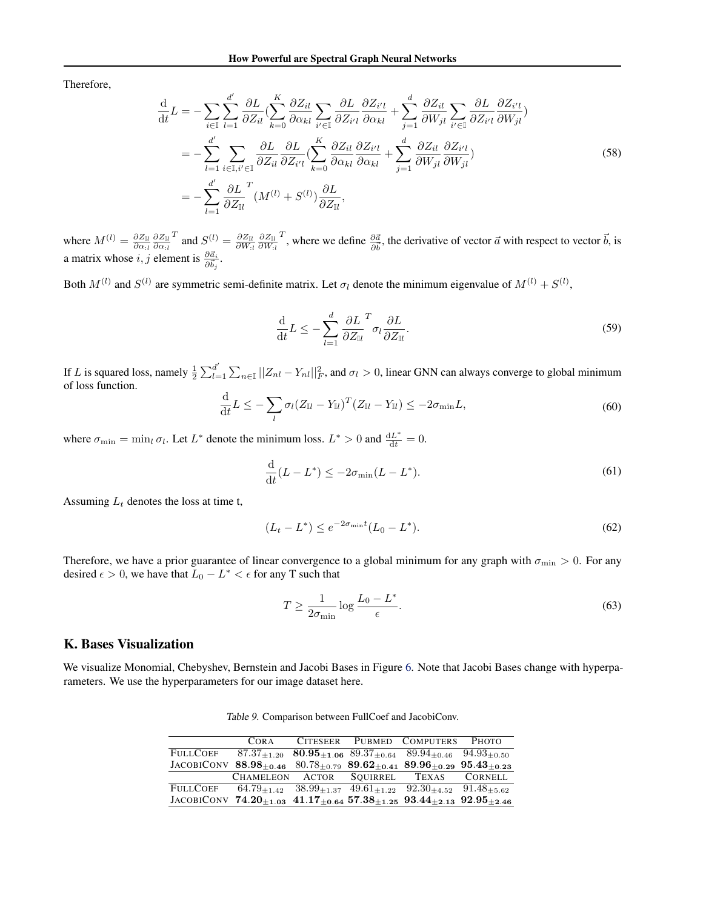Therefore,

$$
\begin{aligned}
\frac{\mathrm{d}}{\mathrm{d}t}L &= -\sum_{i\in\mathbb{I}}\sum_{l=1}^{d'}\frac{\partial L}{\partial Z_{il}}\Big(\sum_{k=0}^{K}\frac{\partial Z_{il}}{\partial \alpha_{kl}}\sum_{i'\in\mathbb{I}}\frac{\partial L}{\partial Z_{i'l}}\frac{\partial Z_{i'l}}{\partial \alpha_{kl}}+\sum_{j=1}^{d}\frac{\partial Z_{il}}{\partial W_{jl}}\sum_{i'\in\mathbb{I}}\frac{\partial L}{\partial Z_{i'l}}\frac{\partial Z_{i'l}}{\partial W_{jl}}\Big)\\
&= -\sum_{l=1}^{d'}\sum_{i\in\mathbb{I},i'\in\mathbb{I}}\frac{\partial L}{\partial Z_{il}}\frac{\partial L}{\partial Z_{i'l}}\Big(\sum_{k=0}^{K}\frac{\partial Z_{il}}{\partial \alpha_{kl}}\frac{\partial Z_{i'l}}{\partial \alpha_{kl}}+\sum_{j=1}^{d}\frac{\partial Z_{il}}{\partial W_{jl}}\frac{\partial Z_{i'l}}{\partial W_{jl}}\Big)\\
&= -\sum_{l=1}^{d'}\frac{\partial L}{\partial Z_{\mathbb{I}l}}^{T}(M^{(l)}+S^{(l)})\frac{\partial L}{\partial Z_{\mathbb{I}l}},
\end{aligned}
\tag{58}
$$

where $M^{(l)}=\frac{\partial Z_{\mathbb{I}l}}{\partial \alpha_{:l}}\frac{\partial Z_{\mathbb{I}l}}{\partial \alpha_{:l}}^{T}$ and $S^{(l)}=\frac{\partial Z_{\mathbb{I}l}}{\partial W_{:l}}\frac{\partial Z_{\mathbb{I}l}}{\partial W_{:l}}^{T}$, where we define $\frac{\partial \vec{a}}{\partial \vec{b}}$, the derivative of vector $\vec{a}$ with respect to vector $\vec{b}$, is a matrix whose $i,j$ element is $\frac{\partial \vec{a}_i}{\partial \vec{b}_j}$.

Both $M^{(l)}$ and $S^{(l)}$ are symmetric semi-definite matrix. Let $\sigma_l$ denote the minimum eigenvalue of $M^{(l)}+S^{(l)}$,

$$
\frac{\mathrm{d}}{\mathrm{d}t}L \le -\sum_{l=1}^{d}\frac{\partial L}{\partial Z_{\mathbb{I}l}}^{T}\sigma_l\frac{\partial L}{\partial Z_{\mathbb{I}l}}. \tag{59}
$$

If $L$ is squared loss, namely $\frac{1}{2}\sum_{l=1}^{d'}\sum_{n\in\mathbb{I}}||Z_{nl}-Y_{nl}||_F^2$, and $\sigma_l>0$, linear GNN can always converge to global minimum of loss function.

$$
\frac{\mathrm{d}}{\mathrm{d}t}L \le -\sum_{l}\sigma_l(Z_{\mathbb{I}l}-Y_{\mathbb{I}l})^T(Z_{\mathbb{I}l}-Y_{\mathbb{I}l}) \le -2\sigma_{\min}L, \tag{60}
$$

where $\sigma_{\min}=\min_l\sigma_l$. Let $L^*$ denote the minimum loss. $L^*>0$ and $\frac{\mathrm{d}L^*}{\mathrm{d}t}=0$.

$$
\frac{\mathrm{d}}{\mathrm{d}t}(L-L^*) \le -2\sigma_{\min}(L-L^*). \tag{61}
$$

Assuming $L_t$ denotes the loss at time t,

$$
(L_t-L^*) \le e^{-2\sigma_{\min}t}(L_0-L^*). \tag{62}
$$

Therefore, we have a prior guarantee of linear convergence to a global minimum for any graph with $\sigma_{\min}>0$. For any desired $\epsilon>0$, we have that $L_0-L^*<\epsilon$ for any T such that

$$
T \ge \frac{1}{2\sigma_{\min}}\log\frac{L_0-L^*}{\epsilon}. \tag{63}
$$

## K. Bases Visualization

We visualize Monomial, Chebyshev, Bernstein and Jacobi Bases in Figure 6. Note that Jacobi Bases change with hyperparameters. We use the hyperparameters for our image dataset here.

Table 9. Comparison between FullCoef and JacobiConv.

| | CORA | CITESEER | PUBMED | COMPUTERS | PHOTO |
|---|---|---|---|---|---|
| FULLCOEF | $87.37_{\pm1.20}$ | $\mathbf{80.95_{\pm1.06}}$ | $89.37_{\pm0.64}$ | $89.94_{\pm0.46}$ | $94.93_{\pm0.50}$ |
| JACOBICONV | $\mathbf{88.98_{\pm0.46}}$ | $80.78_{\pm0.79}$ | $\mathbf{89.62_{\pm0.41}}$ | $\mathbf{89.96_{\pm0.29}}$ | $\mathbf{95.43_{\pm0.23}}$ |
| | CHAMELEON | ACTOR | SQUIRREL | TEXAS | CORNELL |
| FULLCOEF | $64.79_{\pm1.42}$ | $38.99_{\pm1.37}$ | $49.61_{\pm1.22}$ | $92.30_{\pm4.52}$ | $91.48_{\pm5.62}$ |
| JACOBICONV | $\mathbf{74.20_{\pm1.03}}$ | $\mathbf{41.17_{\pm0.64}}$ | $\mathbf{57.38_{\pm1.25}}$ | $\mathbf{93.44_{\pm2.13}}$ | $\mathbf{92.95_{\pm2.46}}$ |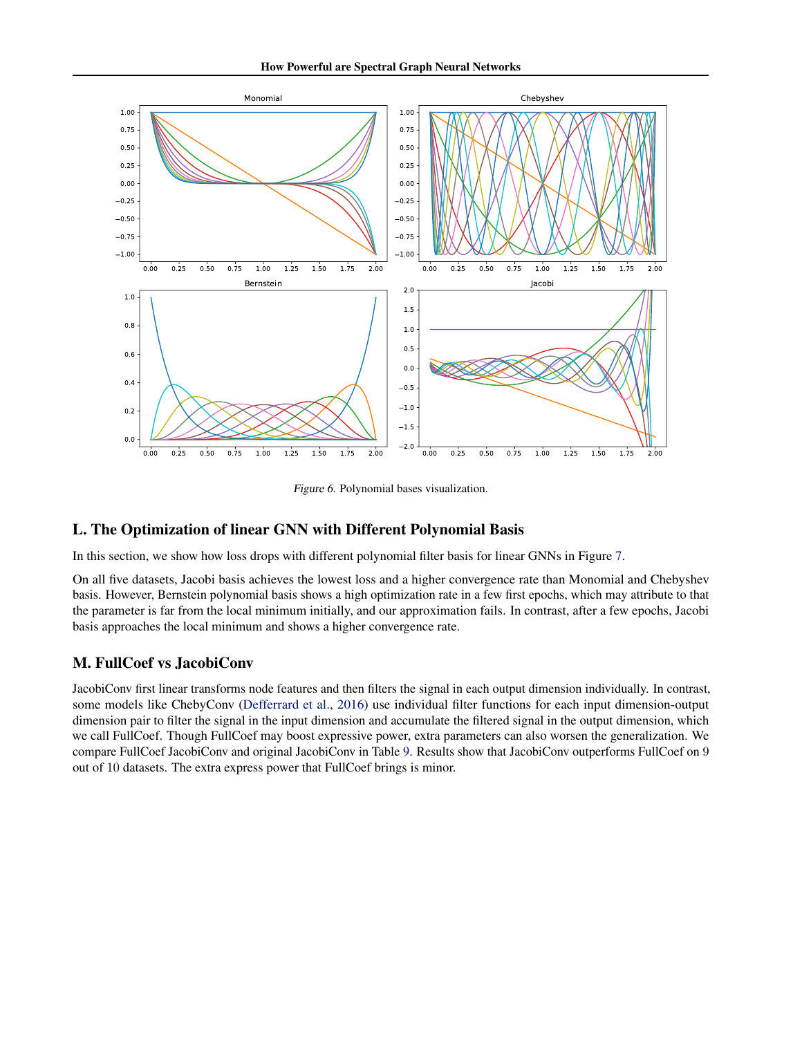*Figure 6.* Polynomial bases visualization.

## L. The Optimization of linear GNN with Different Polynomial Basis

In this section, we show how loss drops with different polynomial filter basis for linear GNNs in Figure 7.

On all five datasets, Jacobi basis achieves the lowest loss and a higher convergence rate than Monomial and Chebyshev basis. However, Bernstein polynomial basis shows a high optimization rate in a few first epochs, which may attribute to that the parameter is far from the local minimum initially, and our approximation fails. In contrast, after a few epochs, Jacobi basis approaches the local minimum and shows a higher convergence rate.

## M. FullCoef vs JacobiConv

JacobiConv first linear transforms node features and then filters the signal in each output dimension individually. In contrast, some models like ChebyConv (Defferrard et al., 2016) use individual filter functions for each input dimension-output dimension pair to filter the signal in the input dimension and accumulate the filtered signal in the output dimension, which we call FullCoef. Though FullCoef may boost expressive power, extra parameters can also worsen the generalization. We compare FullCoef JacobiConv and original JacobiConv in Table 9. Results show that JacobiConv outperforms FullCoef on 9 out of 10 datasets. The extra express power that FullCoef brings is minor.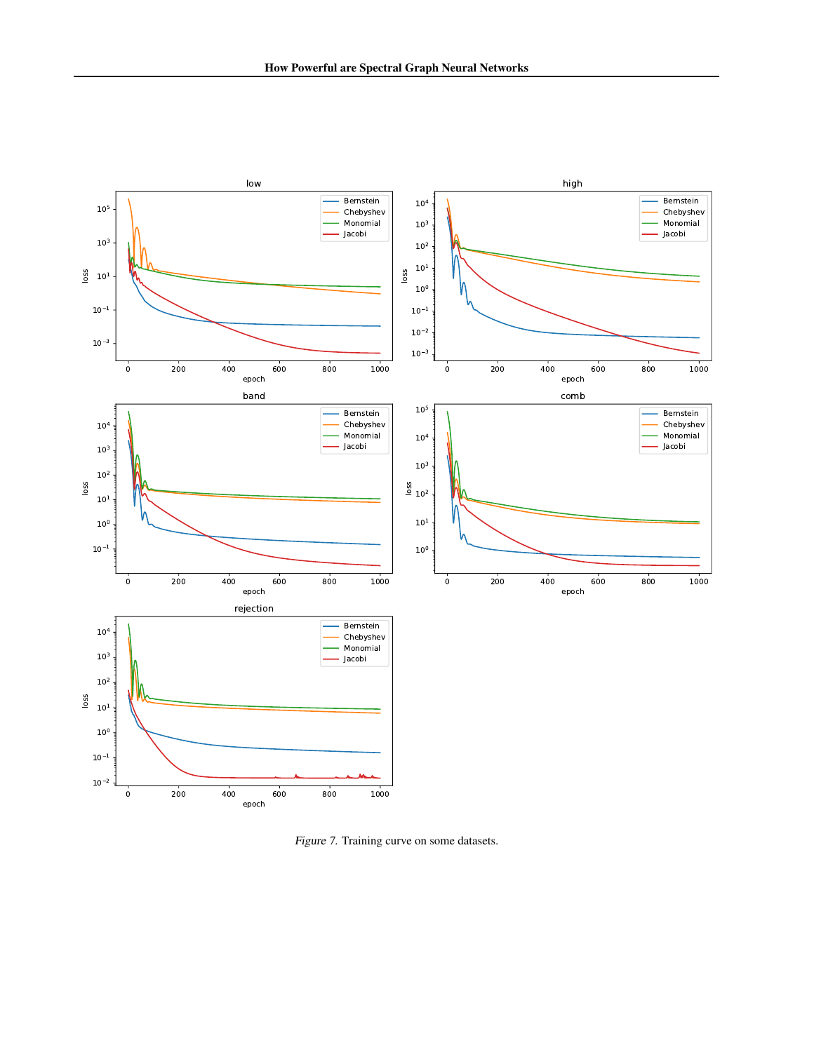low

loss

epoch

Bernstein
Chebyshev
Monomial
Jacobi

high

loss

epoch

Bernstein
Chebyshev
Monomial
Jacobi

band

loss

epoch

Bernstein
Chebyshev
Monomial
Jacobi

comb

loss

epoch

Bernstein
Chebyshev
Monomial
Jacobi

rejection

loss

epoch

Bernstein
Chebyshev
Monomial
Jacobi

*Figure 7.* Training curve on some datasets.